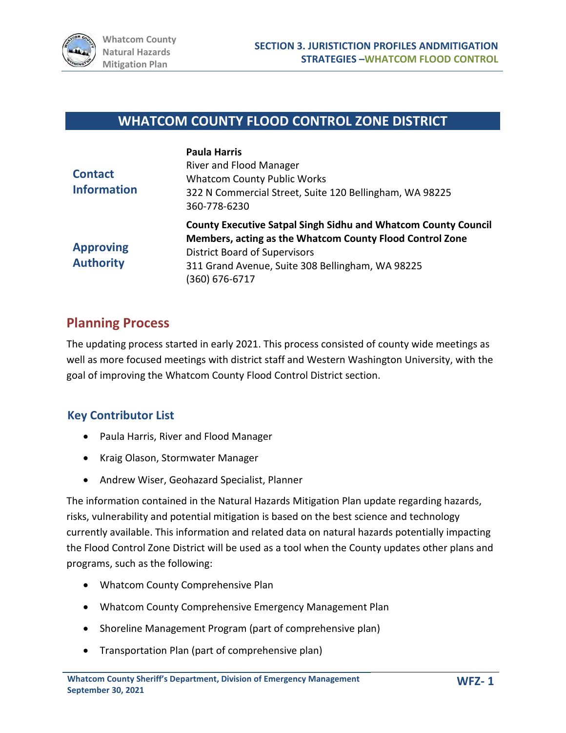# WHATCOM COUNTY FLOOD CONTROL ZONE DISTRICT

| | |
|---|---|
| **Contact Information** | **Paula Harris**<br>River and Flood Manager<br>Whatcom County Public Works<br>322 N Commercial Street, Suite 120 Bellingham, WA 98225<br>360-778-6230 |
| **Approving Authority** | **County Executive Satpal Singh Sidhu and Whatcom County Council Members, acting as the Whatcom County Flood Control Zone** District Board of Supervisors<br>311 Grand Avenue, Suite 308 Bellingham, WA 98225<br>(360) 676-6717 |

## Planning Process

The updating process started in early 2021. This process consisted of county wide meetings as well as more focused meetings with district staff and Western Washington University, with the goal of improving the Whatcom County Flood Control District section.

### Key Contributor List

- Paula Harris, River and Flood Manager
- Kraig Olason, Stormwater Manager
- Andrew Wiser, Geohazard Specialist, Planner

The information contained in the Natural Hazards Mitigation Plan update regarding hazards, risks, vulnerability and potential mitigation is based on the best science and technology currently available. This information and related data on natural hazards potentially impacting the Flood Control Zone District will be used as a tool when the County updates other plans and programs, such as the following:

- Whatcom County Comprehensive Plan
- Whatcom County Comprehensive Emergency Management Plan
- Shoreline Management Program (part of comprehensive plan)
- Transportation Plan (part of comprehensive plan)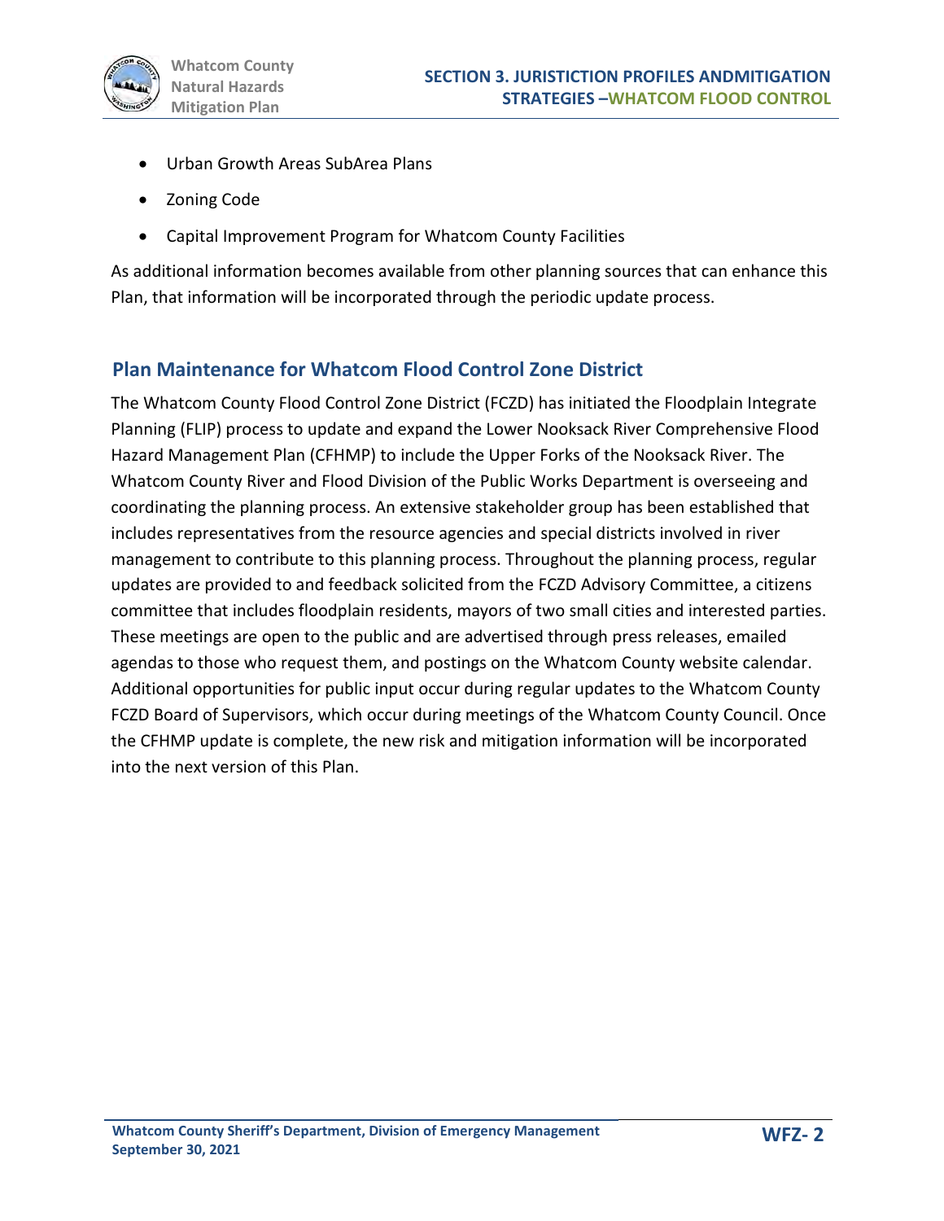- Urban Growth Areas SubArea Plans
- Zoning Code
- Capital Improvement Program for Whatcom County Facilities

As additional information becomes available from other planning sources that can enhance this Plan, that information will be incorporated through the periodic update process.

## Plan Maintenance for Whatcom Flood Control Zone District

The Whatcom County Flood Control Zone District (FCZD) has initiated the Floodplain Integrate Planning (FLIP) process to update and expand the Lower Nooksack River Comprehensive Flood Hazard Management Plan (CFHMP) to include the Upper Forks of the Nooksack River. The Whatcom County River and Flood Division of the Public Works Department is overseeing and coordinating the planning process. An extensive stakeholder group has been established that includes representatives from the resource agencies and special districts involved in river management to contribute to this planning process. Throughout the planning process, regular updates are provided to and feedback solicited from the FCZD Advisory Committee, a citizens committee that includes floodplain residents, mayors of two small cities and interested parties. These meetings are open to the public and are advertised through press releases, emailed agendas to those who request them, and postings on the Whatcom County website calendar. Additional opportunities for public input occur during regular updates to the Whatcom County FCZD Board of Supervisors, which occur during meetings of the Whatcom County Council. Once the CFHMP update is complete, the new risk and mitigation information will be incorporated into the next version of this Plan.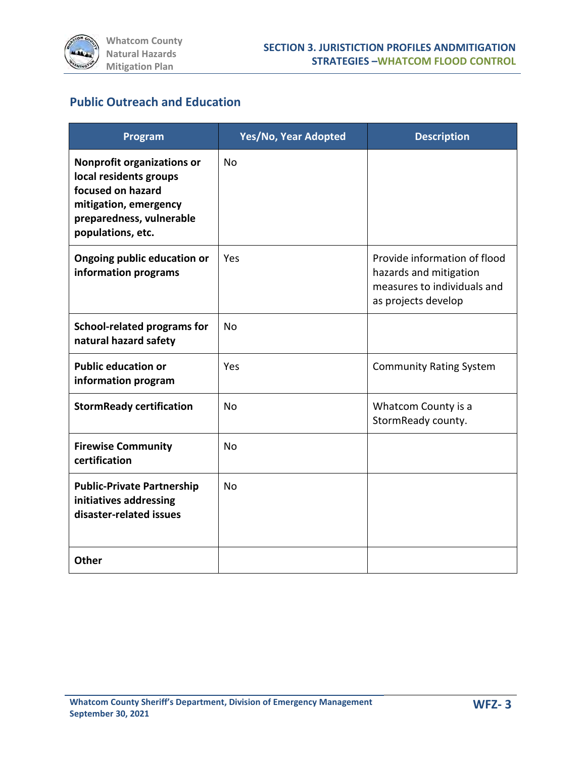## Public Outreach and Education

| Program | Yes/No, Year Adopted | Description |
|---|---|---|
| **Nonprofit organizations or local residents groups focused on hazard mitigation, emergency preparedness, vulnerable populations, etc.** | No | |
| **Ongoing public education or information programs** | Yes | Provide information of flood hazards and mitigation measures to individuals and as projects develop |
| **School-related programs for natural hazard safety** | No | |
| **Public education or information program** | Yes | Community Rating System |
| **StormReady certification** | No | Whatcom County is a StormReady county. |
| **Firewise Community certification** | No | |
| **Public-Private Partnership initiatives addressing disaster-related issues** | No | |
| **Other** | | |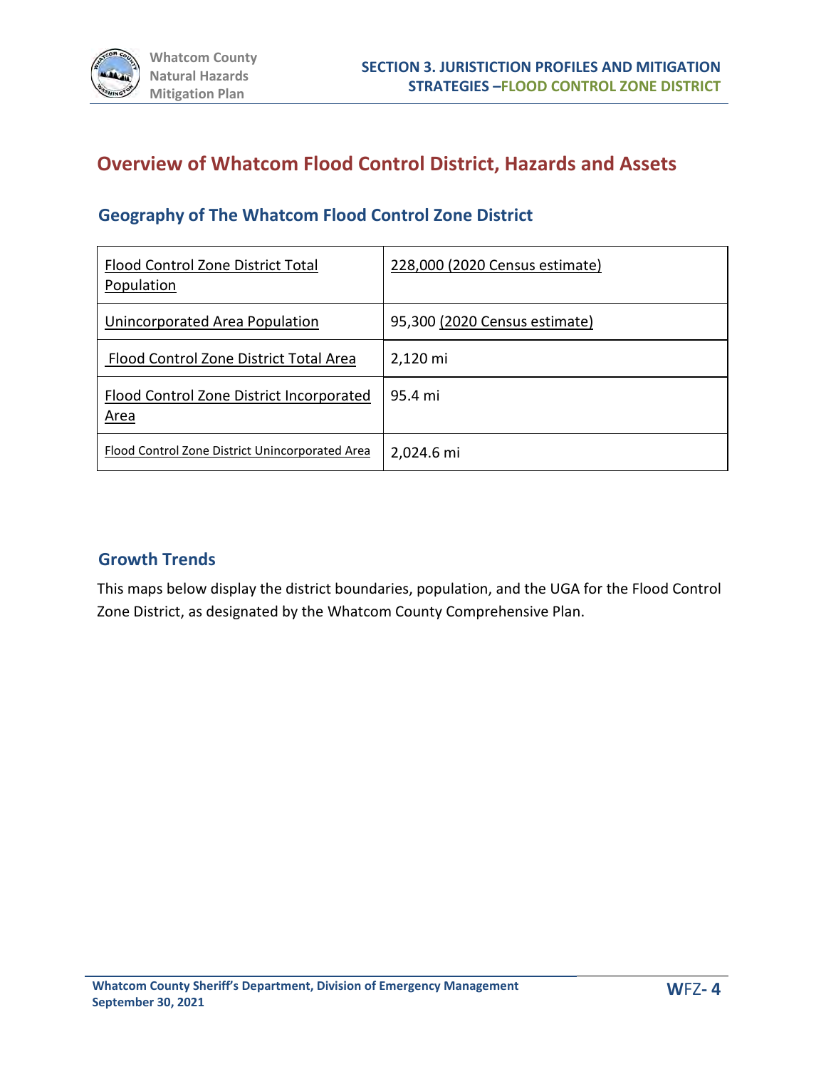# Overview of Whatcom Flood Control District, Hazards and Assets

## Geography of The Whatcom Flood Control Zone District

| Flood Control Zone District Total Population | 228,000 (2020 Census estimate) |
|---|---|
| Unincorporated Area Population | 95,300 (2020 Census estimate) |
| Flood Control Zone District Total Area | 2,120 mi |
| Flood Control Zone District Incorporated Area | 95.4 mi |
| Flood Control Zone District Unincorporated Area | 2,024.6 mi |

## Growth Trends

This maps below display the district boundaries, population, and the UGA for the Flood Control Zone District, as designated by the Whatcom County Comprehensive Plan.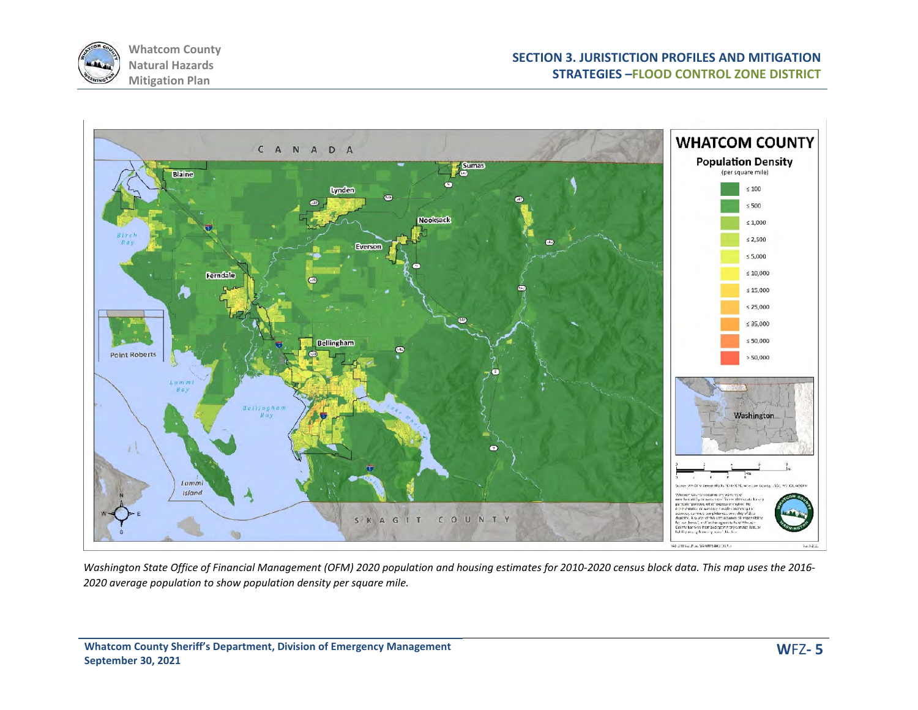*Washington State Office of Financial Management (OFM) 2020 population and housing estimates for 2010-2020 census block data. This map uses the 2016-2020 average population to show population density per square mile.*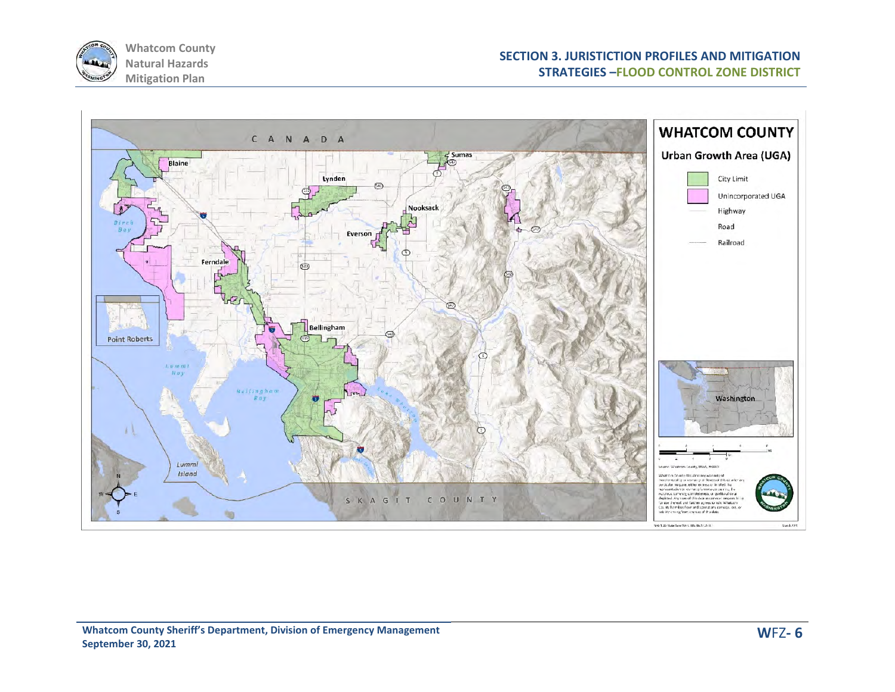# WHATCOM COUNTY

## Urban Growth Area (UGA)

- City Limit
- Unincorporated UGA
- Highway
- Road
- Railroad

CANADA

Blaine, Sumas, Lynden, Nooksack, Everson, Ferndale, Bellingham, Point Roberts

Birch Bay, Lummi Bay, Bellingham Bay, Lake Whatcom, Lummi Island

Washington

SKAGIT COUNTY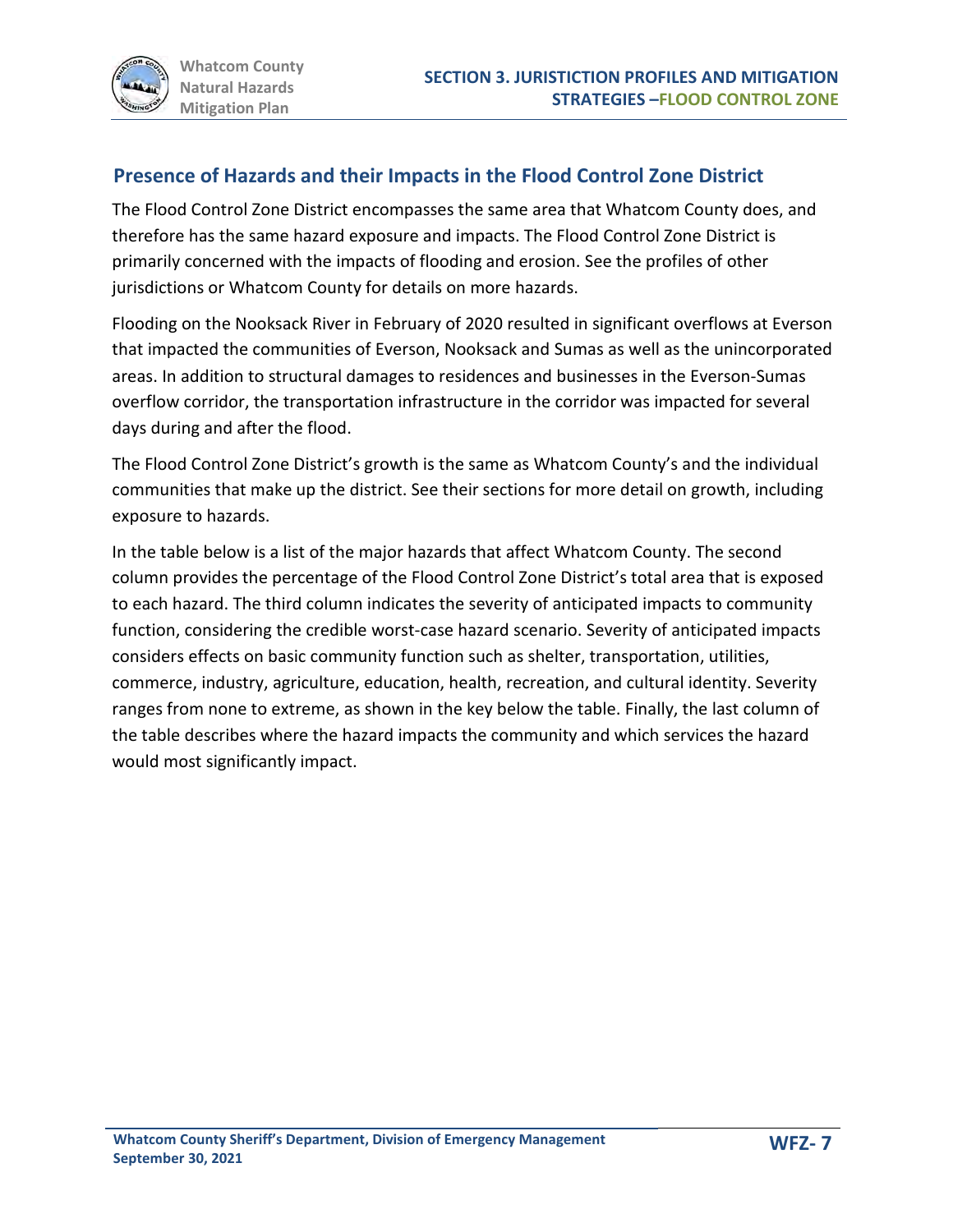## Presence of Hazards and their Impacts in the Flood Control Zone District

The Flood Control Zone District encompasses the same area that Whatcom County does, and therefore has the same hazard exposure and impacts. The Flood Control Zone District is primarily concerned with the impacts of flooding and erosion. See the profiles of other jurisdictions or Whatcom County for details on more hazards.

Flooding on the Nooksack River in February of 2020 resulted in significant overflows at Everson that impacted the communities of Everson, Nooksack and Sumas as well as the unincorporated areas. In addition to structural damages to residences and businesses in the Everson-Sumas overflow corridor, the transportation infrastructure in the corridor was impacted for several days during and after the flood.

The Flood Control Zone District's growth is the same as Whatcom County's and the individual communities that make up the district. See their sections for more detail on growth, including exposure to hazards.

In the table below is a list of the major hazards that affect Whatcom County. The second column provides the percentage of the Flood Control Zone District's total area that is exposed to each hazard. The third column indicates the severity of anticipated impacts to community function, considering the credible worst-case hazard scenario. Severity of anticipated impacts considers effects on basic community function such as shelter, transportation, utilities, commerce, industry, agriculture, education, health, recreation, and cultural identity. Severity ranges from none to extreme, as shown in the key below the table. Finally, the last column of the table describes where the hazard impacts the community and which services the hazard would most significantly impact.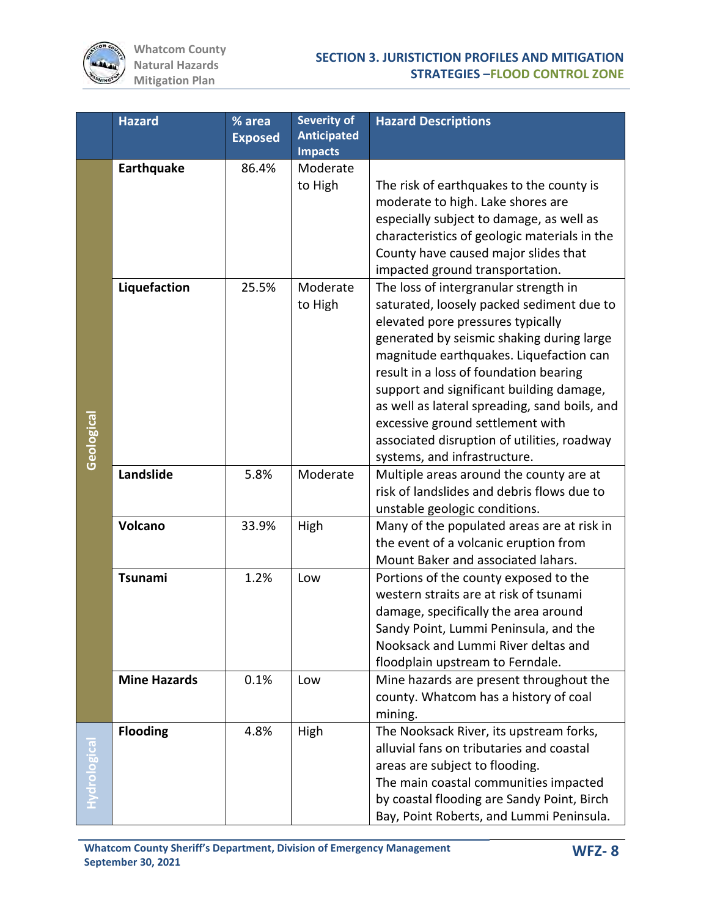| | Hazard | % area Exposed | Severity of Anticipated Impacts | Hazard Descriptions |
|---|---|---|---|---|
| Geological | **Earthquake** | 86.4% | Moderate to High | The risk of earthquakes to the county is moderate to high. Lake shores are especially subject to damage, as well as characteristics of geologic materials in the County have caused major slides that impacted ground transportation. |
| | **Liquefaction** | 25.5% | Moderate to High | The loss of intergranular strength in saturated, loosely packed sediment due to elevated pore pressures typically generated by seismic shaking during large magnitude earthquakes. Liquefaction can result in a loss of foundation bearing support and significant building damage, as well as lateral spreading, sand boils, and excessive ground settlement with associated disruption of utilities, roadway systems, and infrastructure. |
| | **Landslide** | 5.8% | Moderate | Multiple areas around the county are at risk of landslides and debris flows due to unstable geologic conditions. |
| | **Volcano** | 33.9% | High | Many of the populated areas are at risk in the event of a volcanic eruption from Mount Baker and associated lahars. |
| | **Tsunami** | 1.2% | Low | Portions of the county exposed to the western straits are at risk of tsunami damage, specifically the area around Sandy Point, Lummi Peninsula, and the Nooksack and Lummi River deltas and floodplain upstream to Ferndale. |
| | **Mine Hazards** | 0.1% | Low | Mine hazards are present throughout the county. Whatcom has a history of coal mining. |
| Hydrological | **Flooding** | 4.8% | High | The Nooksack River, its upstream forks, alluvial fans on tributaries and coastal areas are subject to flooding. The main coastal communities impacted by coastal flooding are Sandy Point, Birch Bay, Point Roberts, and Lummi Peninsula. |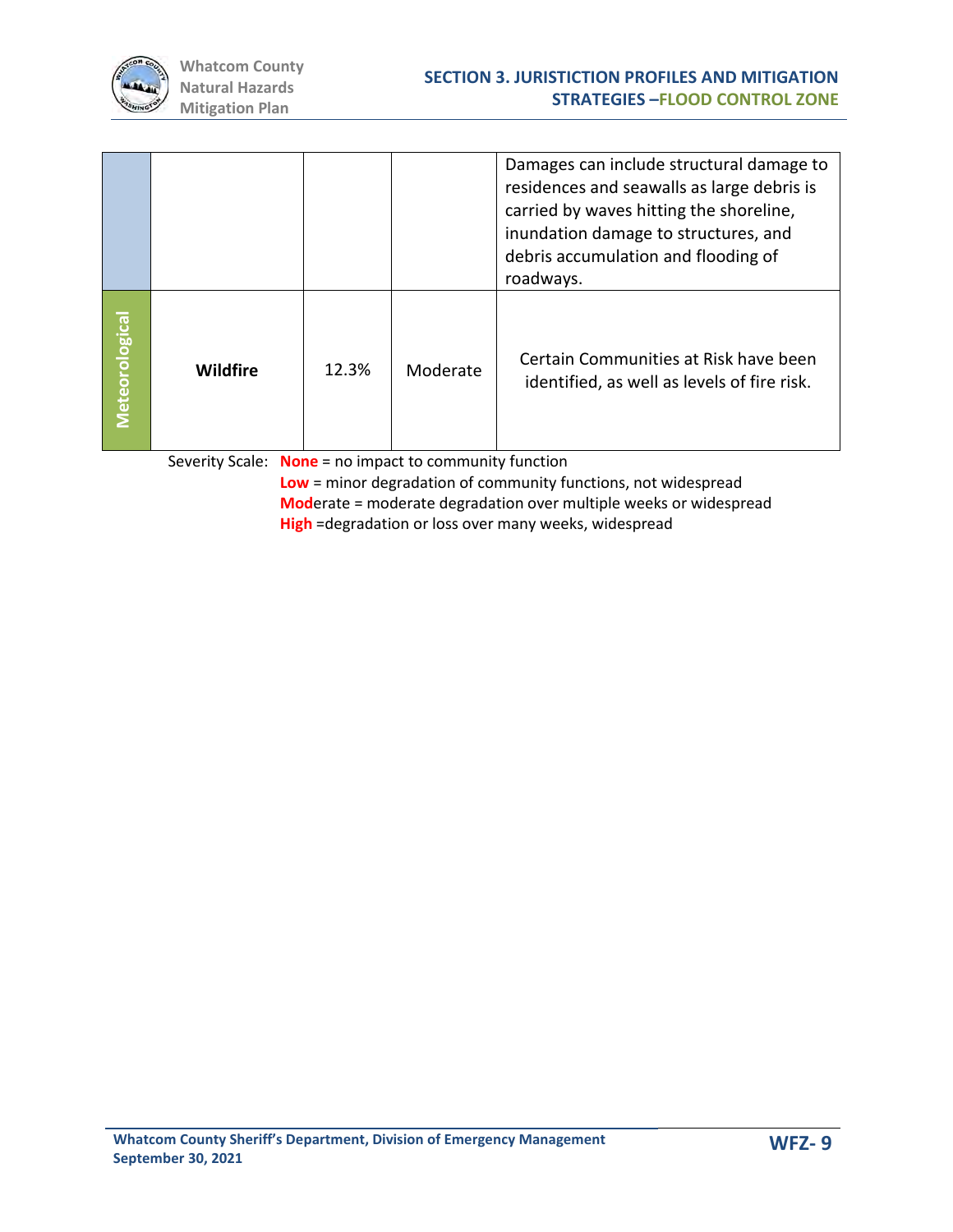| | | | | |
|---|---|---|---|---|
| | | | | Damages can include structural damage to residences and seawalls as large debris is carried by waves hitting the shoreline, inundation damage to structures, and debris accumulation and flooding of roadways. |
| Meteorological | **Wildfire** | 12.3% | Moderate | Certain Communities at Risk have been identified, as well as levels of fire risk. |

Severity Scale: **None** = no impact to community function
**Low** = minor degradation of community functions, not widespread
**Mod**erate = moderate degradation over multiple weeks or widespread
**High** =degradation or loss over many weeks, widespread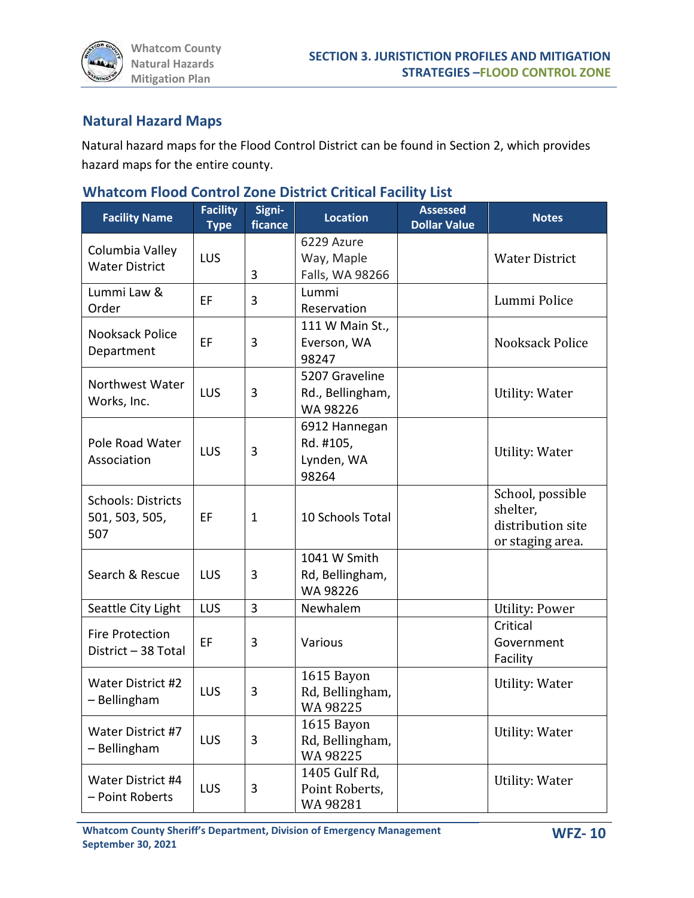## Natural Hazard Maps

Natural hazard maps for the Flood Control District can be found in Section 2, which provides hazard maps for the entire county.

### Whatcom Flood Control Zone District Critical Facility List

| Facility Name | Facility Type | Signi-ficance | Location | Assessed Dollar Value | Notes |
|---|---|---|---|---|---|
| Columbia Valley Water District | LUS | 3 | 6229 Azure Way, Maple Falls, WA 98266 | | Water District |
| Lummi Law & Order | EF | 3 | Lummi Reservation | | Lummi Police |
| Nooksack Police Department | EF | 3 | 111 W Main St., Everson, WA 98247 | | Nooksack Police |
| Northwest Water Works, Inc. | LUS | 3 | 5207 Graveline Rd., Bellingham, WA 98226 | | Utility: Water |
| Pole Road Water Association | LUS | 3 | 6912 Hannegan Rd. #105, Lynden, WA 98264 | | Utility: Water |
| Schools: Districts 501, 503, 505, 507 | EF | 1 | 10 Schools Total | | School, possible shelter, distribution site or staging area. |
| Search & Rescue | LUS | 3 | 1041 W Smith Rd, Bellingham, WA 98226 | | |
| Seattle City Light | LUS | 3 | Newhalem | | Utility: Power |
| Fire Protection District – 38 Total | EF | 3 | Various | | Critical Government Facility |
| Water District #2 – Bellingham | LUS | 3 | 1615 Bayon Rd, Bellingham, WA 98225 | | Utility: Water |
| Water District #7 – Bellingham | LUS | 3 | 1615 Bayon Rd, Bellingham, WA 98225 | | Utility: Water |
| Water District #4 – Point Roberts | LUS | 3 | 1405 Gulf Rd, Point Roberts, WA 98281 | | Utility: Water |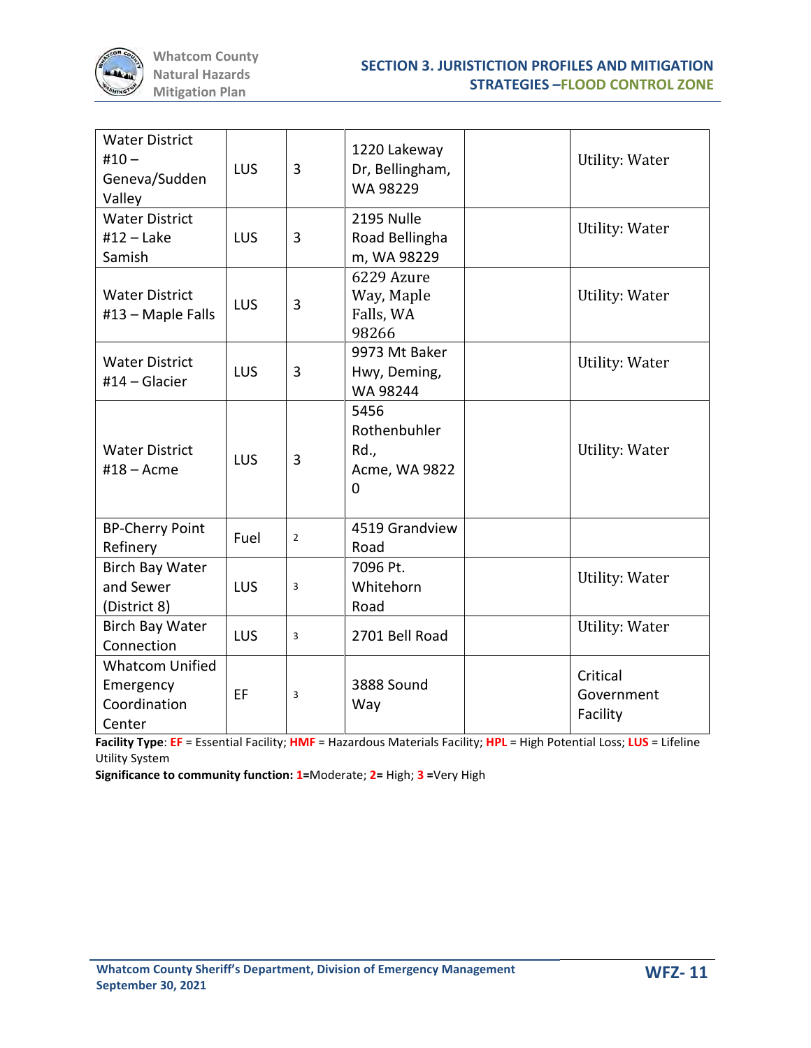| | | | | | |
|---|---|---|---|---|---|
| Water District #10 – Geneva/Sudden Valley | LUS | 3 | 1220 Lakeway Dr, Bellingham, WA 98229 | | Utility: Water |
| Water District #12 – Lake Samish | LUS | 3 | 2195 Nulle Road Bellingham, WA 98229 | | Utility: Water |
| Water District #13 – Maple Falls | LUS | 3 | 6229 Azure Way, Maple Falls, WA 98266 | | Utility: Water |
| Water District #14 – Glacier | LUS | 3 | 9973 Mt Baker Hwy, Deming, WA 98244 | | Utility: Water |
| Water District #18 – Acme | LUS | 3 | 5456 Rothenbuhler Rd., Acme, WA 98220 | | Utility: Water |
| BP-Cherry Point Refinery | Fuel | 2 | 4519 Grandview Road | | |
| Birch Bay Water and Sewer (District 8) | LUS | 3 | 7096 Pt. Whitehorn Road | | Utility: Water |
| Birch Bay Water Connection | LUS | 3 | 2701 Bell Road | | Utility: Water |
| Whatcom Unified Emergency Coordination Center | EF | 3 | 3888 Sound Way | | Critical Government Facility |

**Facility Type**: **EF** = Essential Facility; **HMF** = Hazardous Materials Facility; **HPL** = High Potential Loss; **LUS** = Lifeline Utility System

**Significance to community function: 1**=Moderate; **2**= High; **3** =Very High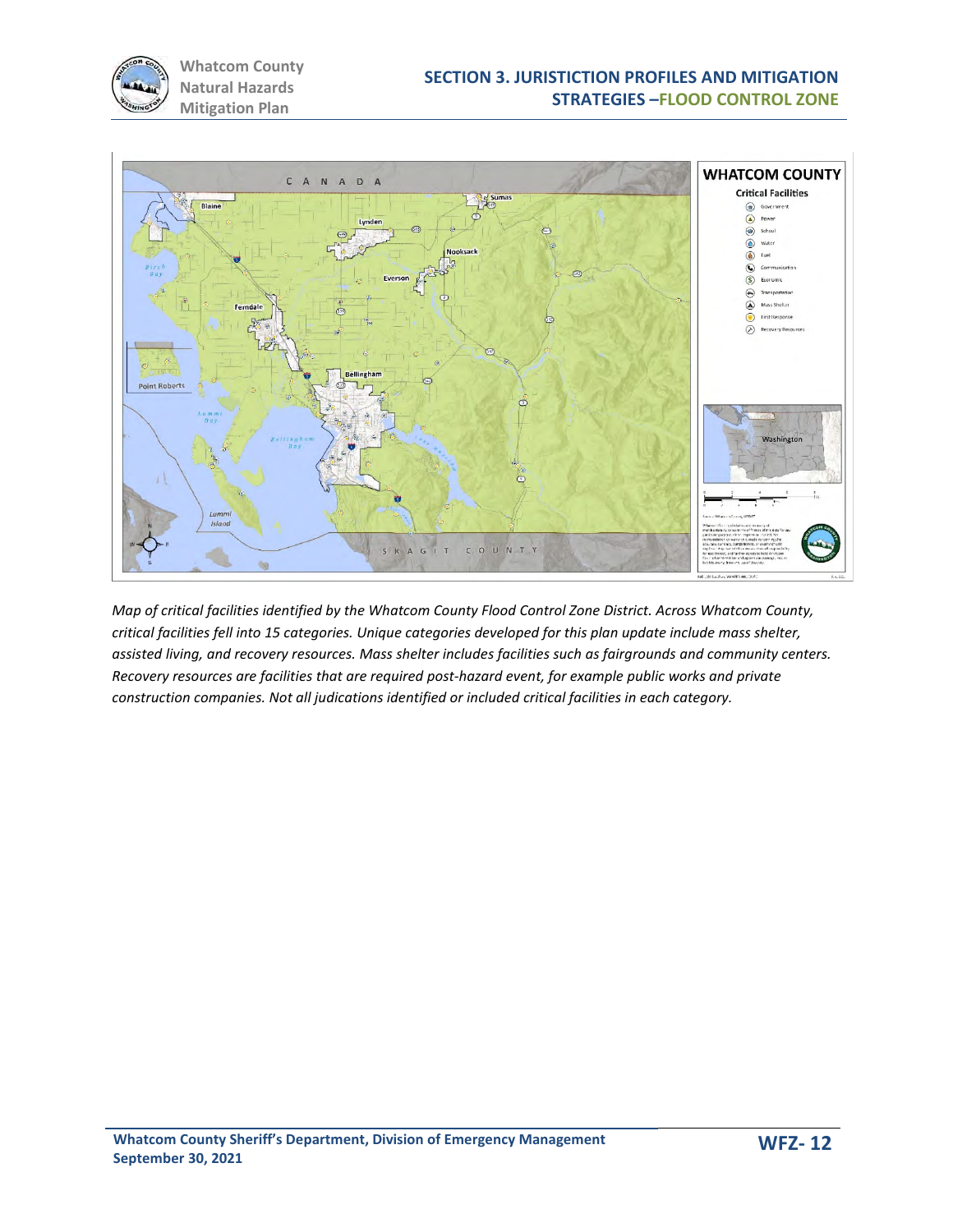*Map of critical facilities identified by the Whatcom County Flood Control Zone District. Across Whatcom County, critical facilities fell into 15 categories. Unique categories developed for this plan update include mass shelter, assisted living, and recovery resources. Mass shelter includes facilities such as fairgrounds and community centers. Recovery resources are facilities that are required post-hazard event, for example public works and private construction companies. Not all judications identified or included critical facilities in each category.*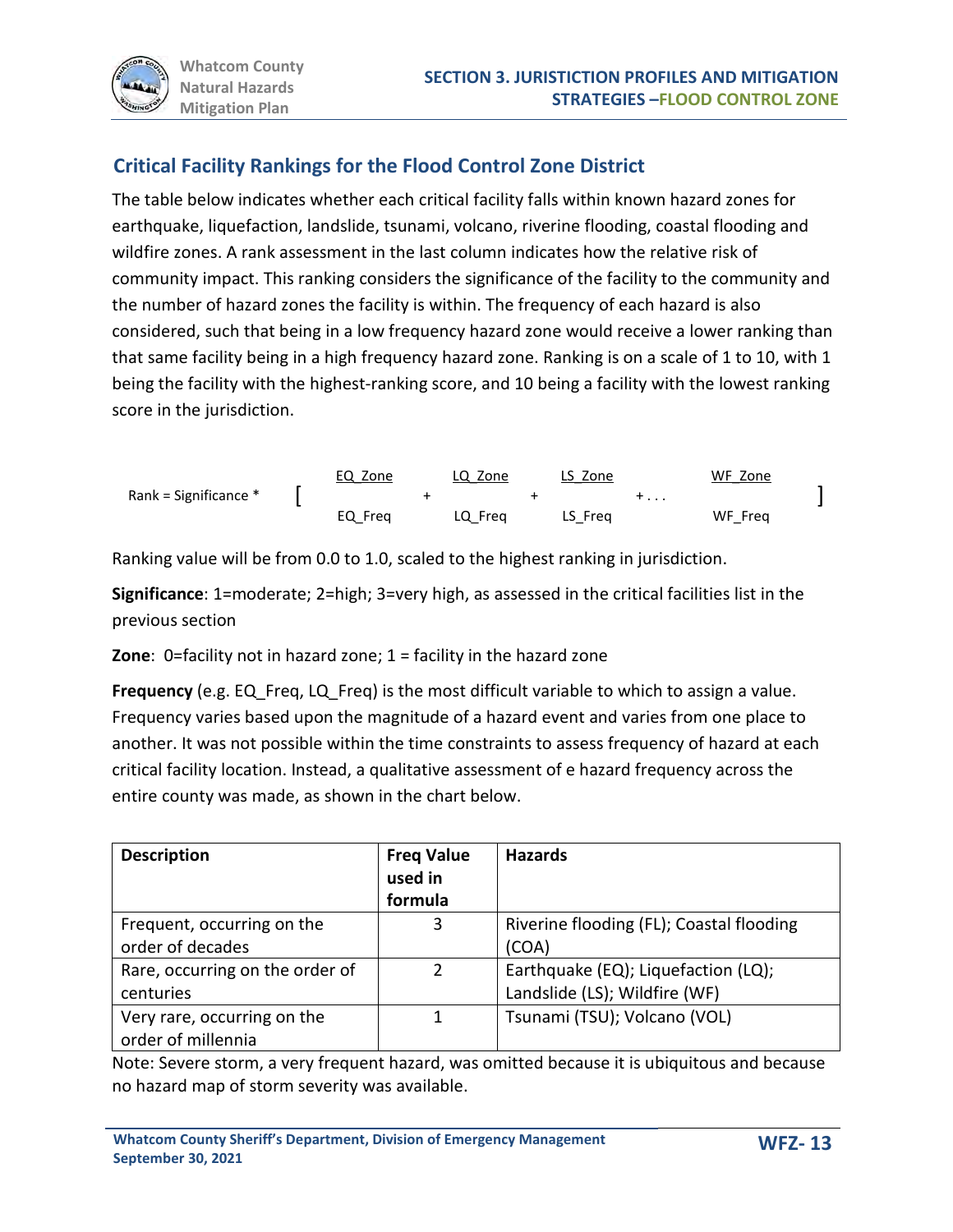## Critical Facility Rankings for the Flood Control Zone District

The table below indicates whether each critical facility falls within known hazard zones for earthquake, liquefaction, landslide, tsunami, volcano, riverine flooding, coastal flooding and wildfire zones. A rank assessment in the last column indicates how the relative risk of community impact. This ranking considers the significance of the facility to the community and the number of hazard zones the facility is within. The frequency of each hazard is also considered, such that being in a low frequency hazard zone would receive a lower ranking than that same facility being in a high frequency hazard zone. Ranking is on a scale of 1 to 10, with 1 being the facility with the highest-ranking score, and 10 being a facility with the lowest ranking score in the jurisdiction.

$$\text{Rank} = \text{Significance} * \left[ \frac{EQ\_Zone}{EQ\_Freq} + \frac{LQ\_Zone}{LQ\_Freq} + \frac{LS\_Zone}{LS\_Freq} + \ldots \frac{WF\_Zone}{WF\_Freq} \right]$$

Ranking value will be from 0.0 to 1.0, scaled to the highest ranking in jurisdiction.

**Significance**: 1=moderate; 2=high; 3=very high, as assessed in the critical facilities list in the previous section

**Zone**: 0=facility not in hazard zone; 1 = facility in the hazard zone

**Frequency** (e.g. EQ_Freq, LQ_Freq) is the most difficult variable to which to assign a value. Frequency varies based upon the magnitude of a hazard event and varies from one place to another. It was not possible within the time constraints to assess frequency of hazard at each critical facility location. Instead, a qualitative assessment of e hazard frequency across the entire county was made, as shown in the chart below.

| Description | Freq Value used in formula | Hazards |
|---|---|---|
| Frequent, occurring on the order of decades | 3 | Riverine flooding (FL); Coastal flooding (COA) |
| Rare, occurring on the order of centuries | 2 | Earthquake (EQ); Liquefaction (LQ); Landslide (LS); Wildfire (WF) |
| Very rare, occurring on the order of millennia | 1 | Tsunami (TSU); Volcano (VOL) |

Note: Severe storm, a very frequent hazard, was omitted because it is ubiquitous and because no hazard map of storm severity was available.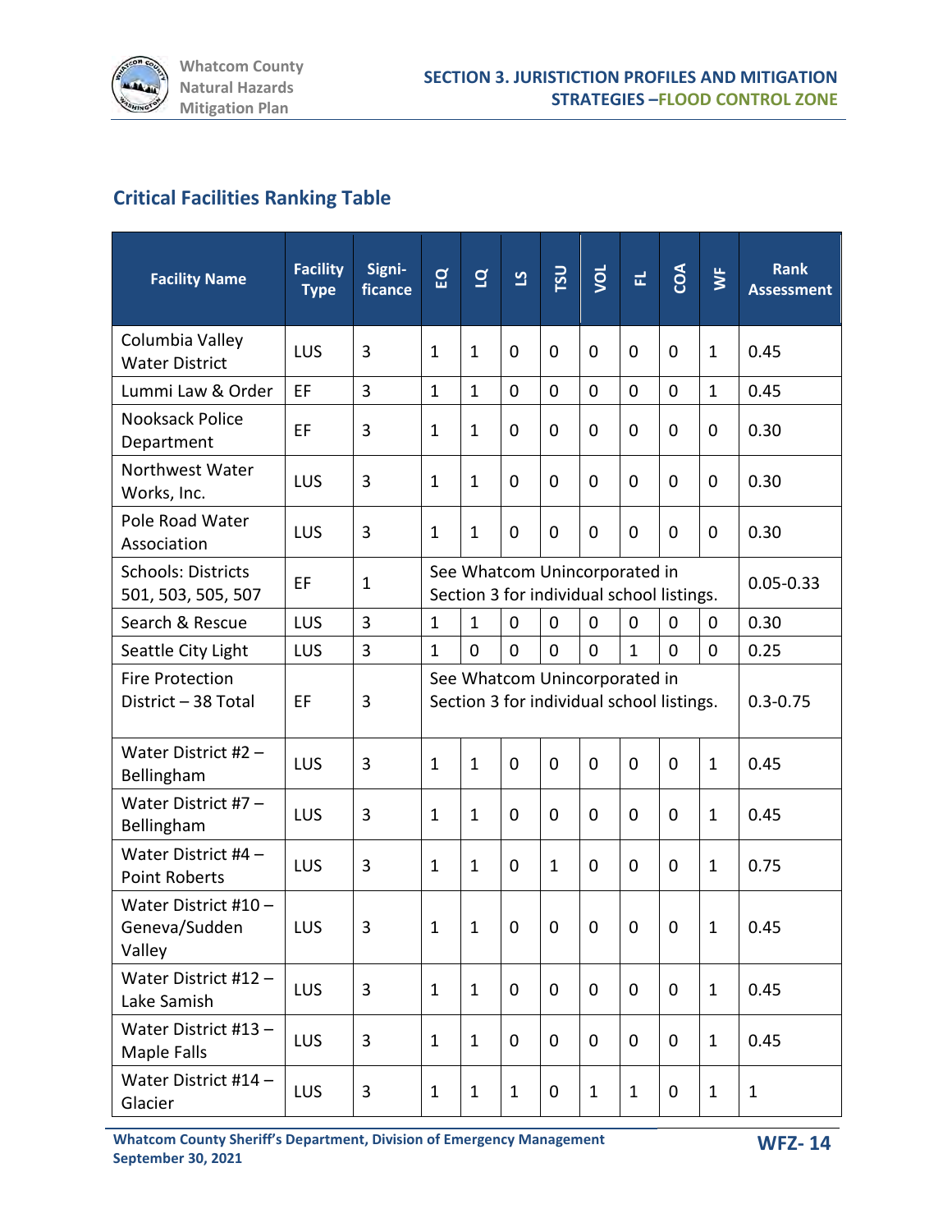## Critical Facilities Ranking Table

| Facility Name | Facility Type | Signi-ficance | EQ | LQ | LS | TSU | VOL | FL | COA | WF | Rank Assessment |
|---|---|---|---|---|---|---|---|---|---|---|---|
| Columbia Valley Water District | LUS | 3 | 1 | 1 | 0 | 0 | 0 | 0 | 0 | 1 | 0.45 |
| Lummi Law & Order | EF | 3 | 1 | 1 | 0 | 0 | 0 | 0 | 0 | 1 | 0.45 |
| Nooksack Police Department | EF | 3 | 1 | 1 | 0 | 0 | 0 | 0 | 0 | 0 | 0.30 |
| Northwest Water Works, Inc. | LUS | 3 | 1 | 1 | 0 | 0 | 0 | 0 | 0 | 0 | 0.30 |
| Pole Road Water Association | LUS | 3 | 1 | 1 | 0 | 0 | 0 | 0 | 0 | 0 | 0.30 |
| Schools: Districts 501, 503, 505, 507 | EF | 1 | See Whatcom Unincorporated in Section 3 for individual school listings. | | | | | | | | 0.05-0.33 |
| Search & Rescue | LUS | 3 | 1 | 1 | 0 | 0 | 0 | 0 | 0 | 0 | 0.30 |
| Seattle City Light | LUS | 3 | 1 | 0 | 0 | 0 | 0 | 1 | 0 | 0 | 0.25 |
| Fire Protection District – 38 Total | EF | 3 | See Whatcom Unincorporated in Section 3 for individual school listings. | | | | | | | | 0.3-0.75 |
| Water District #2 – Bellingham | LUS | 3 | 1 | 1 | 0 | 0 | 0 | 0 | 0 | 1 | 0.45 |
| Water District #7 – Bellingham | LUS | 3 | 1 | 1 | 0 | 0 | 0 | 0 | 0 | 1 | 0.45 |
| Water District #4 – Point Roberts | LUS | 3 | 1 | 1 | 0 | 1 | 0 | 0 | 0 | 1 | 0.75 |
| Water District #10 – Geneva/Sudden Valley | LUS | 3 | 1 | 1 | 0 | 0 | 0 | 0 | 0 | 1 | 0.45 |
| Water District #12 – Lake Samish | LUS | 3 | 1 | 1 | 0 | 0 | 0 | 0 | 0 | 1 | 0.45 |
| Water District #13 – Maple Falls | LUS | 3 | 1 | 1 | 0 | 0 | 0 | 0 | 0 | 1 | 0.45 |
| Water District #14 – Glacier | LUS | 3 | 1 | 1 | 1 | 0 | 1 | 1 | 0 | 1 | 1 |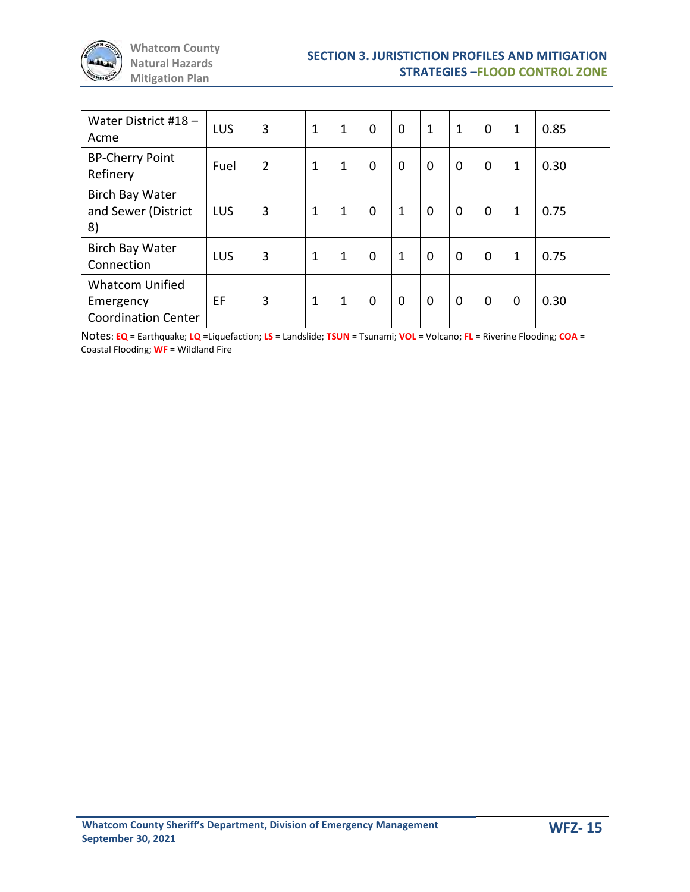| | | | | | | | | | | | |
|---|---|---|---|---|---|---|---|---|---|---|---|
| Water District #18 – Acme | LUS | 3 | 1 | 1 | 0 | 0 | 1 | 1 | 0 | 1 | 0.85 |
| BP-Cherry Point Refinery | Fuel | 2 | 1 | 1 | 0 | 0 | 0 | 0 | 0 | 1 | 0.30 |
| Birch Bay Water and Sewer (District 8) | LUS | 3 | 1 | 1 | 0 | 1 | 0 | 0 | 0 | 1 | 0.75 |
| Birch Bay Water Connection | LUS | 3 | 1 | 1 | 0 | 1 | 0 | 0 | 0 | 1 | 0.75 |
| Whatcom Unified Emergency Coordination Center | EF | 3 | 1 | 1 | 0 | 0 | 0 | 0 | 0 | 0 | 0.30 |

Notes: **EQ** = Earthquake; **LQ** =Liquefaction; **LS** = Landslide; **TSUN** = Tsunami; **VOL** = Volcano; **FL** = Riverine Flooding; **COA** = Coastal Flooding; **WF** = Wildland Fire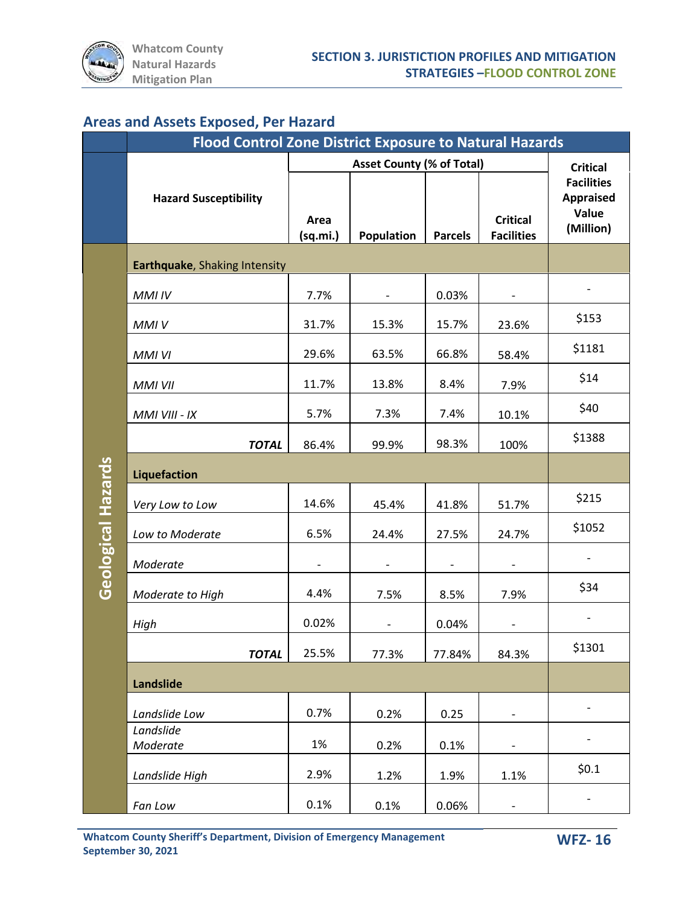## Areas and Assets Exposed, Per Hazard

| | Flood Control Zone District Exposure to Natural Hazards | | | | | |
|---|---|---|---|---|---|---|
| | Hazard Susceptibility | Asset County (% of Total) | | | | Critical Facilities Appraised Value (Million) |
| | | Area (sq.mi.) | Population | Parcels | Critical Facilities | |
| Geological Hazards | **Earthquake**, Shaking Intensity | | | | | |
| | *MMI IV* | 7.7% | - | 0.03% | - | - |
| | *MMI V* | 31.7% | 15.3% | 15.7% | 23.6% | $153 |
| | *MMI VI* | 29.6% | 63.5% | 66.8% | 58.4% | $1181 |
| | *MMI VII* | 11.7% | 13.8% | 8.4% | 7.9% | $14 |
| | *MMI VIII - IX* | 5.7% | 7.3% | 7.4% | 10.1% | $40 |
| | ***TOTAL*** | 86.4% | 99.9% | 98.3% | 100% | $1388 |
| | **Liquefaction** | | | | | |
| | *Very Low to Low* | 14.6% | 45.4% | 41.8% | 51.7% | $215 |
| | *Low to Moderate* | 6.5% | 24.4% | 27.5% | 24.7% | $1052 |
| | *Moderate* | - | - | - | - | - |
| | *Moderate to High* | 4.4% | 7.5% | 8.5% | 7.9% | $34 |
| | *High* | 0.02% | - | 0.04% | - | - |
| | ***TOTAL*** | 25.5% | 77.3% | 77.84% | 84.3% | $1301 |
| | **Landslide** | | | | | |
| | *Landslide Low* | 0.7% | 0.2% | 0.25 | - | - |
| | *Landslide Moderate* | 1% | 0.2% | 0.1% | - | - |
| | *Landslide High* | 2.9% | 1.2% | 1.9% | 1.1% | $0.1 |
| | *Fan Low* | 0.1% | 0.1% | 0.06% | - | - |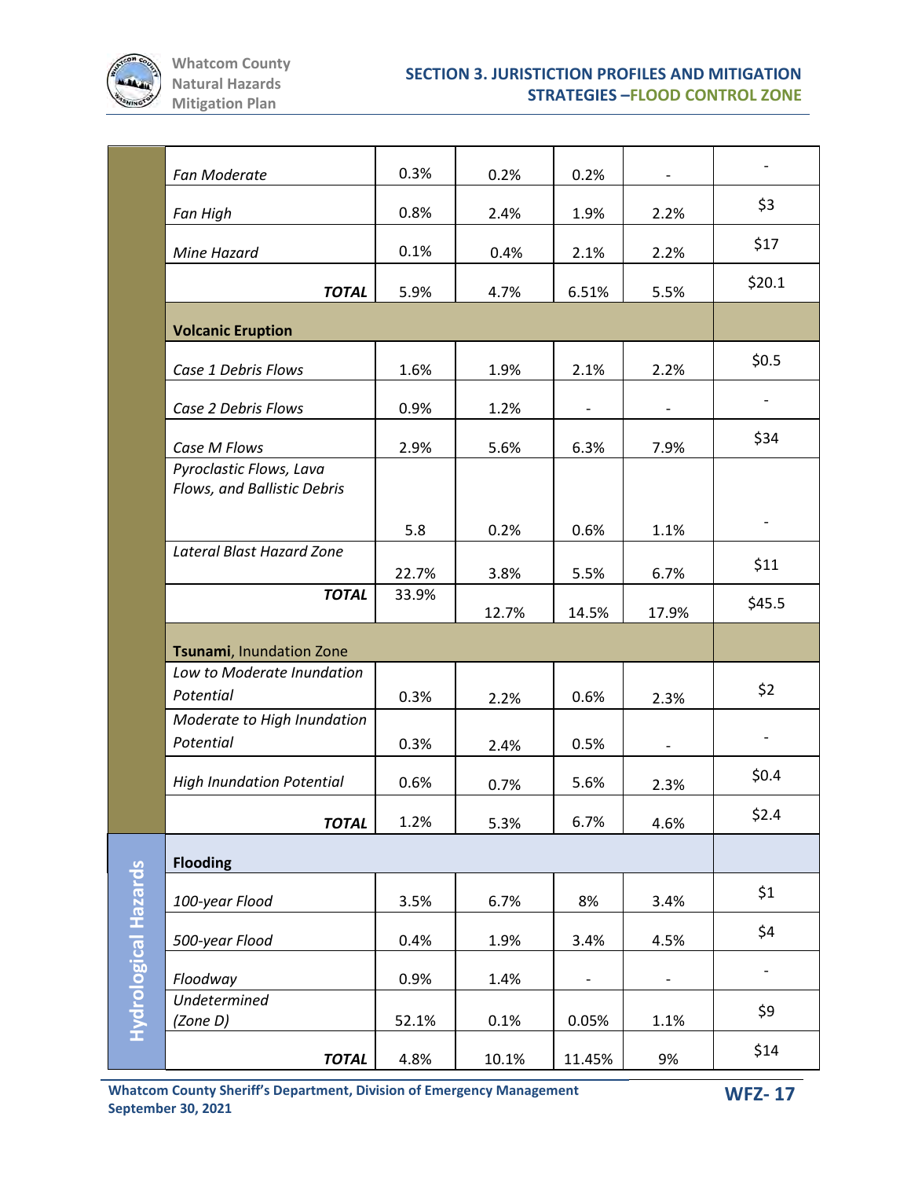| | | | | | |
|---|---|---|---|---|---|
| | *Fan Moderate* | 0.3% | 0.2% | 0.2% | - | - |
| | *Fan High* | 0.8% | 2.4% | 1.9% | 2.2% | $3 |
| | *Mine Hazard* | 0.1% | 0.4% | 2.1% | 2.2% | $17 |
| | ***TOTAL*** | 5.9% | 4.7% | 6.51% | 5.5% | $20.1 |
| | **Volcanic Eruption** | | | | | |
| | *Case 1 Debris Flows* | 1.6% | 1.9% | 2.1% | 2.2% | $0.5 |
| | *Case 2 Debris Flows* | 0.9% | 1.2% | - | - | - |
| | *Case M Flows* | 2.9% | 5.6% | 6.3% | 7.9% | $34 |
| | *Pyroclastic Flows, Lava Flows, and Ballistic Debris* | 5.8 | 0.2% | 0.6% | 1.1% | - |
| | *Lateral Blast Hazard Zone* | 22.7% | 3.8% | 5.5% | 6.7% | $11 |
| | ***TOTAL*** | 33.9% | 12.7% | 14.5% | 17.9% | $45.5 |
| | **Tsunami**, Inundation Zone | | | | | |
| | *Low to Moderate Inundation Potential* | 0.3% | 2.2% | 0.6% | 2.3% | $2 |
| | *Moderate to High Inundation Potential* | 0.3% | 2.4% | 0.5% | - | - |
| | *High Inundation Potential* | 0.6% | 0.7% | 5.6% | 2.3% | $0.4 |
| | ***TOTAL*** | 1.2% | 5.3% | 6.7% | 4.6% | $2.4 |
| **Hydrological Hazards** | **Flooding** | | | | | |
| | *100-year Flood* | 3.5% | 6.7% | 8% | 3.4% | $1 |
| | *500-year Flood* | 0.4% | 1.9% | 3.4% | 4.5% | $4 |
| | *Floodway* | 0.9% | 1.4% | - | - | - |
| | *Undetermined (Zone D)* | 52.1% | 0.1% | 0.05% | 1.1% | $9 |
| | ***TOTAL*** | 4.8% | 10.1% | 11.45% | 9% | $14 |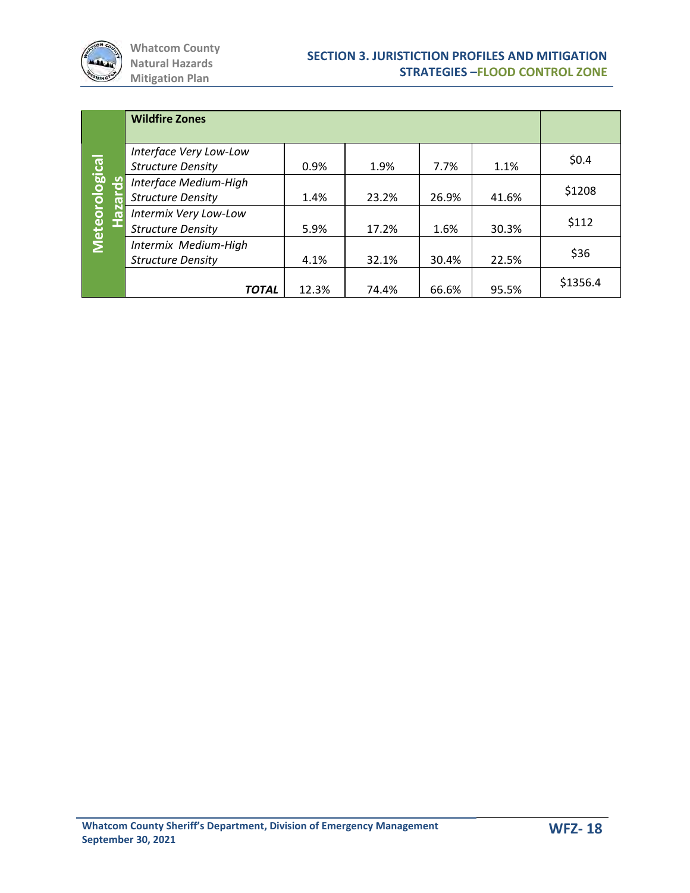| Meteorological Hazards | **Wildfire Zones** | | | | | |
|---|---|---|---|---|---|---|
| | *Interface Very Low-Low Structure Density* | 0.9% | 1.9% | 7.7% | 1.1% | $0.4 |
| | *Interface Medium-High Structure Density* | 1.4% | 23.2% | 26.9% | 41.6% | $1208 |
| | *Intermix Very Low-Low Structure Density* | 5.9% | 17.2% | 1.6% | 30.3% | $112 |
| | *Intermix Medium-High Structure Density* | 4.1% | 32.1% | 30.4% | 22.5% | $36 |
| | ***TOTAL*** | 12.3% | 74.4% | 66.6% | 95.5% | $1356.4 |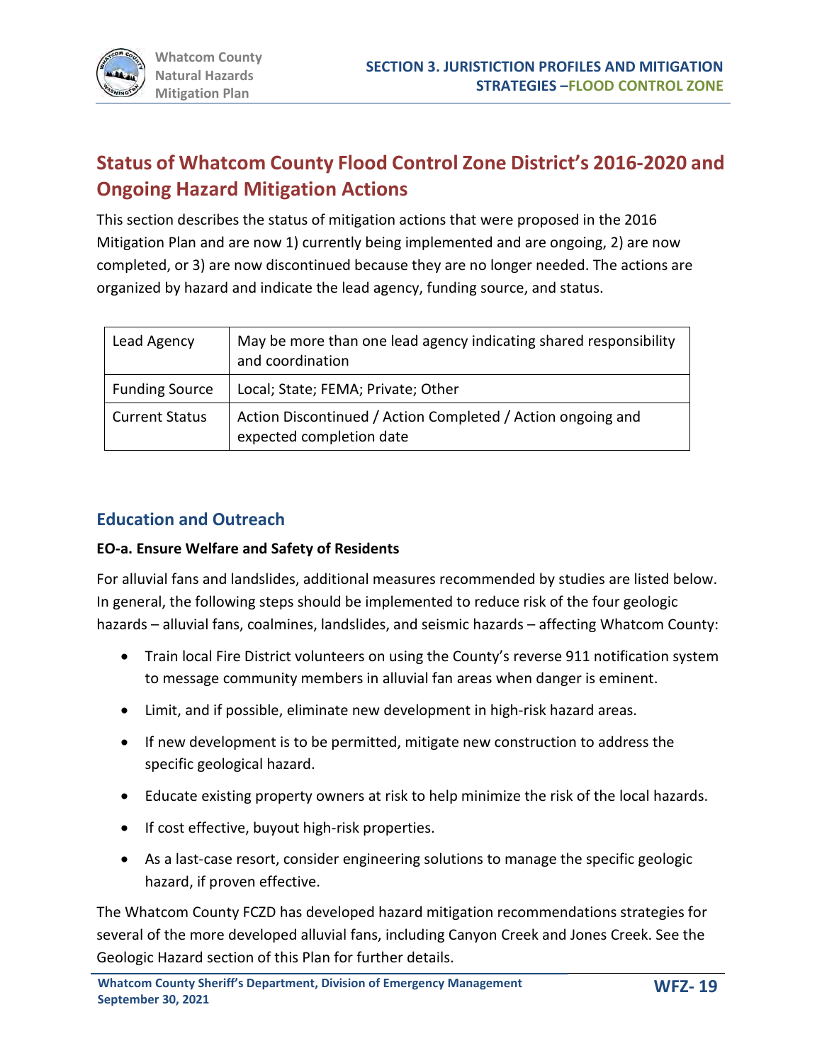## Status of Whatcom County Flood Control Zone District's 2016-2020 and Ongoing Hazard Mitigation Actions

This section describes the status of mitigation actions that were proposed in the 2016 Mitigation Plan and are now 1) currently being implemented and are ongoing, 2) are now completed, or 3) are now discontinued because they are no longer needed. The actions are organized by hazard and indicate the lead agency, funding source, and status.

| | |
|---|---|
| Lead Agency | May be more than one lead agency indicating shared responsibility and coordination |
| Funding Source | Local; State; FEMA; Private; Other |
| Current Status | Action Discontinued / Action Completed / Action ongoing and expected completion date |

### Education and Outreach

**EO-a. Ensure Welfare and Safety of Residents**

For alluvial fans and landslides, additional measures recommended by studies are listed below. In general, the following steps should be implemented to reduce risk of the four geologic hazards – alluvial fans, coalmines, landslides, and seismic hazards – affecting Whatcom County:

- Train local Fire District volunteers on using the County's reverse 911 notification system to message community members in alluvial fan areas when danger is eminent.
- Limit, and if possible, eliminate new development in high-risk hazard areas.
- If new development is to be permitted, mitigate new construction to address the specific geological hazard.
- Educate existing property owners at risk to help minimize the risk of the local hazards.
- If cost effective, buyout high-risk properties.
- As a last-case resort, consider engineering solutions to manage the specific geologic hazard, if proven effective.

The Whatcom County FCZD has developed hazard mitigation recommendations strategies for several of the more developed alluvial fans, including Canyon Creek and Jones Creek. See the Geologic Hazard section of this Plan for further details.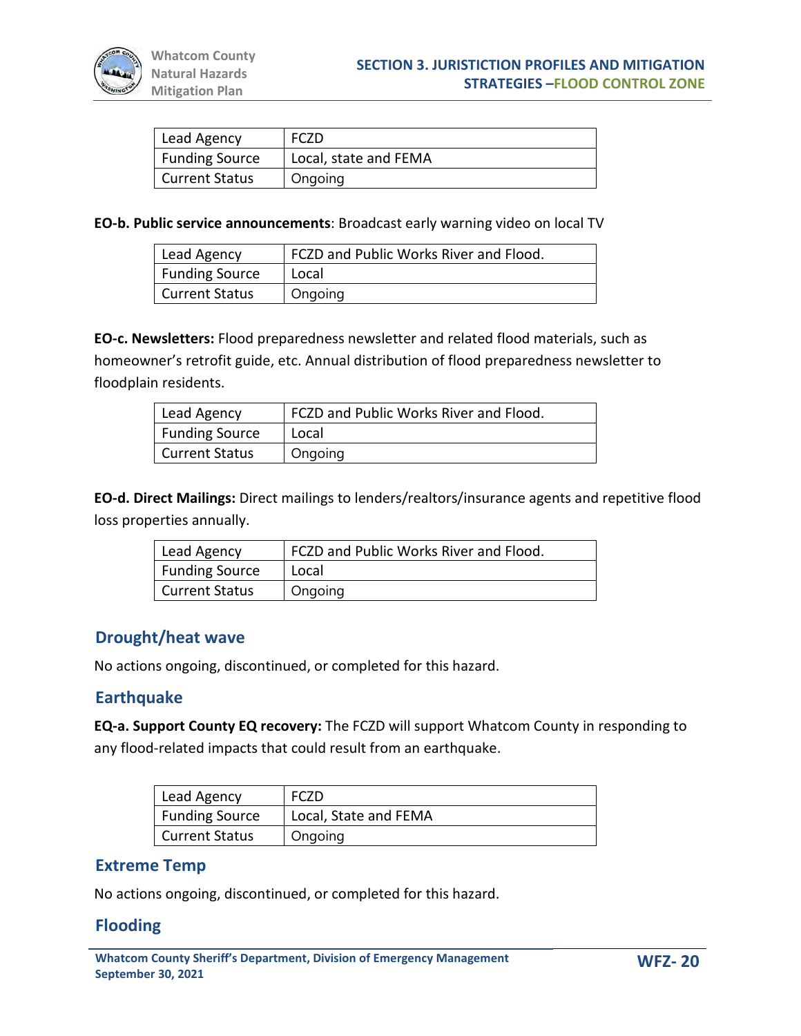| Lead Agency | FCZD |
|---|---|
| Funding Source | Local, state and FEMA |
| Current Status | Ongoing |

**EO-b. Public service announcements**: Broadcast early warning video on local TV

| Lead Agency | FCZD and Public Works River and Flood. |
|---|---|
| Funding Source | Local |
| Current Status | Ongoing |

**EO-c. Newsletters:** Flood preparedness newsletter and related flood materials, such as homeowner's retrofit guide, etc. Annual distribution of flood preparedness newsletter to floodplain residents.

| Lead Agency | FCZD and Public Works River and Flood. |
|---|---|
| Funding Source | Local |
| Current Status | Ongoing |

**EO-d. Direct Mailings:** Direct mailings to lenders/realtors/insurance agents and repetitive flood loss properties annually.

| Lead Agency | FCZD and Public Works River and Flood. |
|---|---|
| Funding Source | Local |
| Current Status | Ongoing |

## Drought/heat wave

No actions ongoing, discontinued, or completed for this hazard.

## Earthquake

**EQ-a. Support County EQ recovery:** The FCZD will support Whatcom County in responding to any flood-related impacts that could result from an earthquake.

| Lead Agency | FCZD |
|---|---|
| Funding Source | Local, State and FEMA |
| Current Status | Ongoing |

## Extreme Temp

No actions ongoing, discontinued, or completed for this hazard.

## Flooding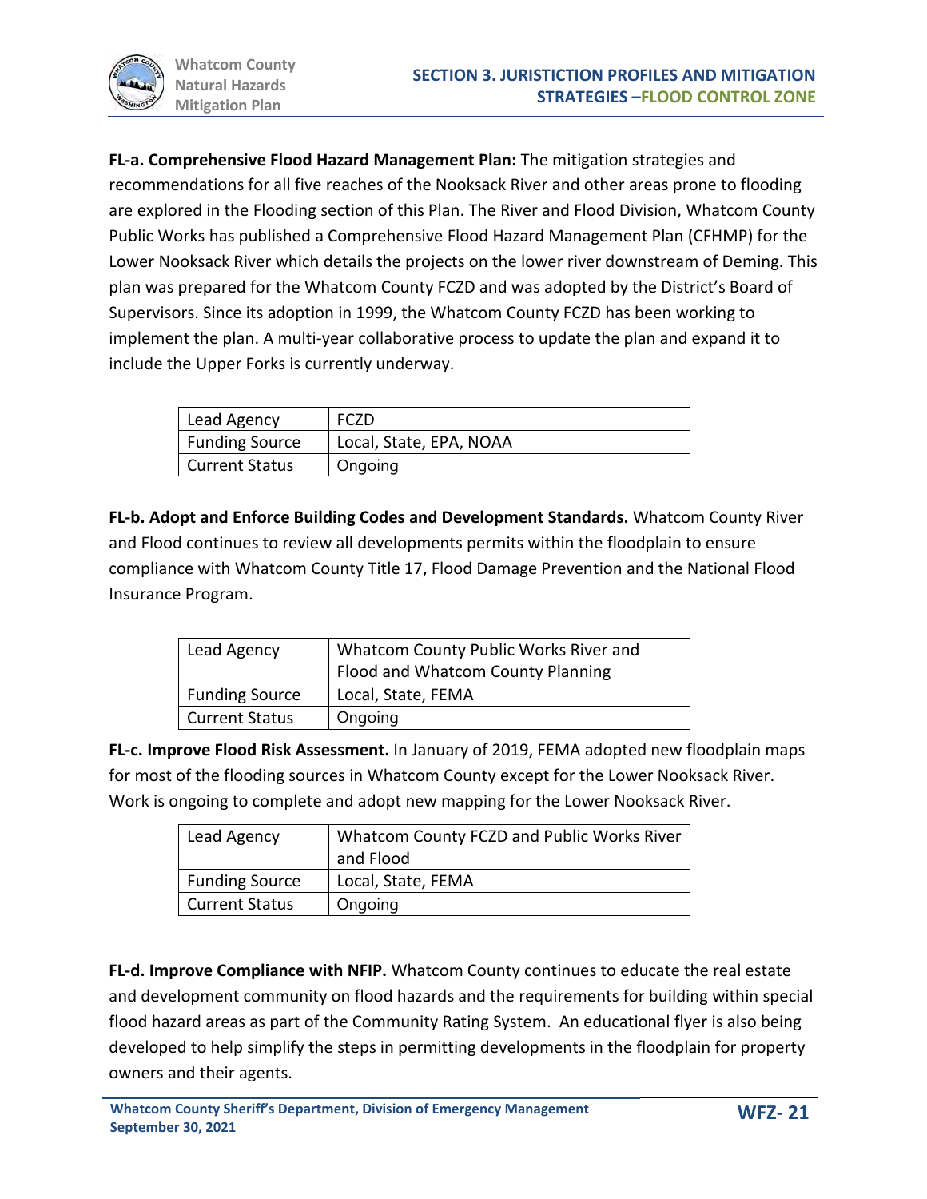**FL-a. Comprehensive Flood Hazard Management Plan:** The mitigation strategies and recommendations for all five reaches of the Nooksack River and other areas prone to flooding are explored in the Flooding section of this Plan. The River and Flood Division, Whatcom County Public Works has published a Comprehensive Flood Hazard Management Plan (CFHMP) for the Lower Nooksack River which details the projects on the lower river downstream of Deming. This plan was prepared for the Whatcom County FCZD and was adopted by the District's Board of Supervisors. Since its adoption in 1999, the Whatcom County FCZD has been working to implement the plan. A multi-year collaborative process to update the plan and expand it to include the Upper Forks is currently underway.

| Lead Agency | FCZD |
|---|---|
| Funding Source | Local, State, EPA, NOAA |
| Current Status | Ongoing |

**FL-b. Adopt and Enforce Building Codes and Development Standards.** Whatcom County River and Flood continues to review all developments permits within the floodplain to ensure compliance with Whatcom County Title 17, Flood Damage Prevention and the National Flood Insurance Program.

| Lead Agency | Whatcom County Public Works River and Flood and Whatcom County Planning |
|---|---|
| Funding Source | Local, State, FEMA |
| Current Status | Ongoing |

**FL-c. Improve Flood Risk Assessment.** In January of 2019, FEMA adopted new floodplain maps for most of the flooding sources in Whatcom County except for the Lower Nooksack River. Work is ongoing to complete and adopt new mapping for the Lower Nooksack River.

| Lead Agency | Whatcom County FCZD and Public Works River and Flood |
|---|---|
| Funding Source | Local, State, FEMA |
| Current Status | Ongoing |

**FL-d. Improve Compliance with NFIP.** Whatcom County continues to educate the real estate and development community on flood hazards and the requirements for building within special flood hazard areas as part of the Community Rating System. An educational flyer is also being developed to help simplify the steps in permitting developments in the floodplain for property owners and their agents.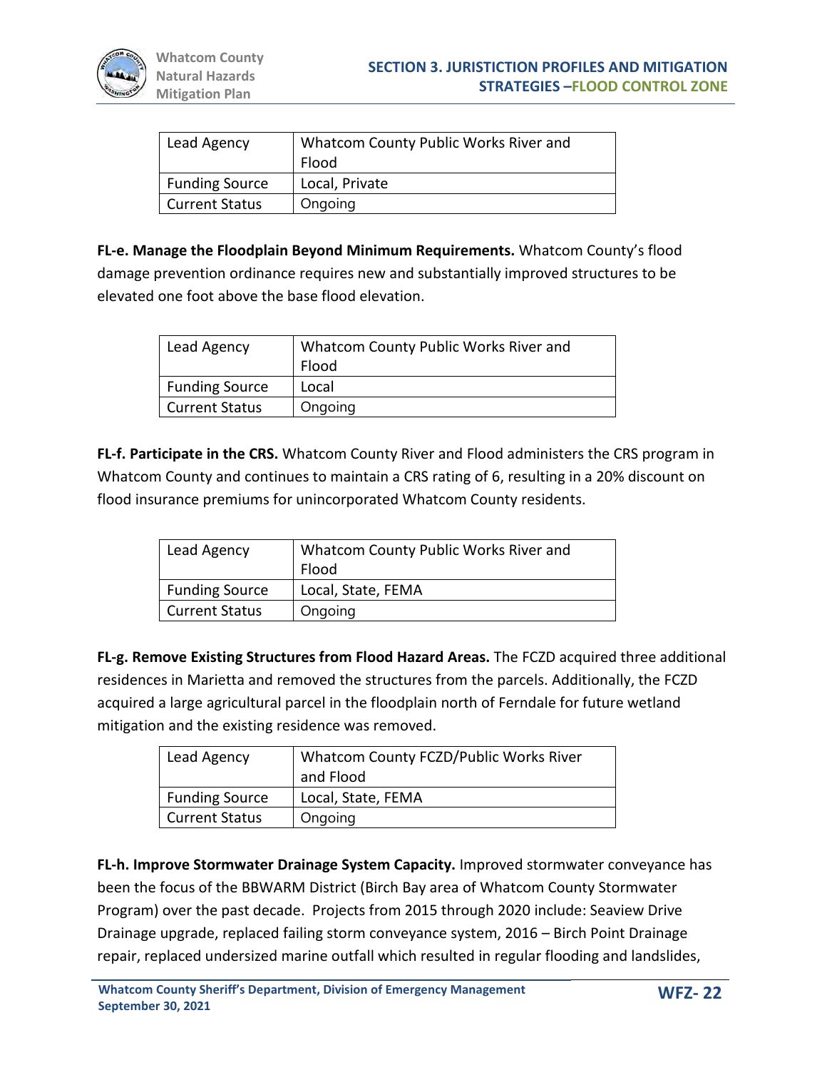| Lead Agency | Whatcom County Public Works River and Flood |
|---|---|
| Funding Source | Local, Private |
| Current Status | Ongoing |

**FL-e. Manage the Floodplain Beyond Minimum Requirements.** Whatcom County's flood damage prevention ordinance requires new and substantially improved structures to be elevated one foot above the base flood elevation.

| Lead Agency | Whatcom County Public Works River and Flood |
|---|---|
| Funding Source | Local |
| Current Status | Ongoing |

**FL-f. Participate in the CRS.** Whatcom County River and Flood administers the CRS program in Whatcom County and continues to maintain a CRS rating of 6, resulting in a 20% discount on flood insurance premiums for unincorporated Whatcom County residents.

| Lead Agency | Whatcom County Public Works River and Flood |
|---|---|
| Funding Source | Local, State, FEMA |
| Current Status | Ongoing |

**FL-g. Remove Existing Structures from Flood Hazard Areas.** The FCZD acquired three additional residences in Marietta and removed the structures from the parcels. Additionally, the FCZD acquired a large agricultural parcel in the floodplain north of Ferndale for future wetland mitigation and the existing residence was removed.

| Lead Agency | Whatcom County FCZD/Public Works River and Flood |
|---|---|
| Funding Source | Local, State, FEMA |
| Current Status | Ongoing |

**FL-h. Improve Stormwater Drainage System Capacity.** Improved stormwater conveyance has been the focus of the BBWARM District (Birch Bay area of Whatcom County Stormwater Program) over the past decade. Projects from 2015 through 2020 include: Seaview Drive Drainage upgrade, replaced failing storm conveyance system, 2016 – Birch Point Drainage repair, replaced undersized marine outfall which resulted in regular flooding and landslides,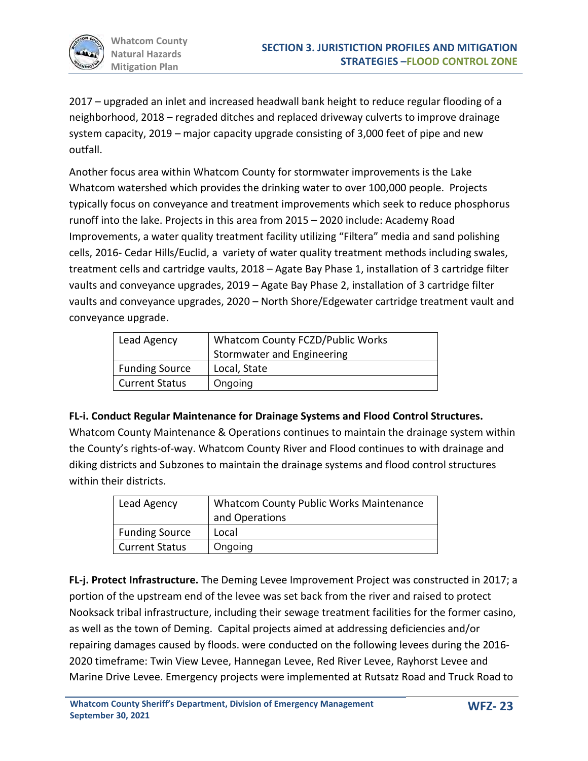2017 – upgraded an inlet and increased headwall bank height to reduce regular flooding of a neighborhood, 2018 – regraded ditches and replaced driveway culverts to improve drainage system capacity, 2019 – major capacity upgrade consisting of 3,000 feet of pipe and new outfall.

Another focus area within Whatcom County for stormwater improvements is the Lake Whatcom watershed which provides the drinking water to over 100,000 people. Projects typically focus on conveyance and treatment improvements which seek to reduce phosphorus runoff into the lake. Projects in this area from 2015 – 2020 include: Academy Road Improvements, a water quality treatment facility utilizing "Filtera" media and sand polishing cells, 2016- Cedar Hills/Euclid, a variety of water quality treatment methods including swales, treatment cells and cartridge vaults, 2018 – Agate Bay Phase 1, installation of 3 cartridge filter vaults and conveyance upgrades, 2019 – Agate Bay Phase 2, installation of 3 cartridge filter vaults and conveyance upgrades, 2020 – North Shore/Edgewater cartridge treatment vault and conveyance upgrade.

| Lead Agency | Whatcom County FCZD/Public Works Stormwater and Engineering |
|---|---|
| Funding Source | Local, State |
| Current Status | Ongoing |

**FL-i. Conduct Regular Maintenance for Drainage Systems and Flood Control Structures.** Whatcom County Maintenance & Operations continues to maintain the drainage system within the County's rights-of-way. Whatcom County River and Flood continues to with drainage and diking districts and Subzones to maintain the drainage systems and flood control structures within their districts.

| Lead Agency | Whatcom County Public Works Maintenance and Operations |
|---|---|
| Funding Source | Local |
| Current Status | Ongoing |

**FL-j. Protect Infrastructure.** The Deming Levee Improvement Project was constructed in 2017; a portion of the upstream end of the levee was set back from the river and raised to protect Nooksack tribal infrastructure, including their sewage treatment facilities for the former casino, as well as the town of Deming. Capital projects aimed at addressing deficiencies and/or repairing damages caused by floods. were conducted on the following levees during the 2016-2020 timeframe: Twin View Levee, Hannegan Levee, Red River Levee, Rayhorst Levee and Marine Drive Levee. Emergency projects were implemented at Rutsatz Road and Truck Road to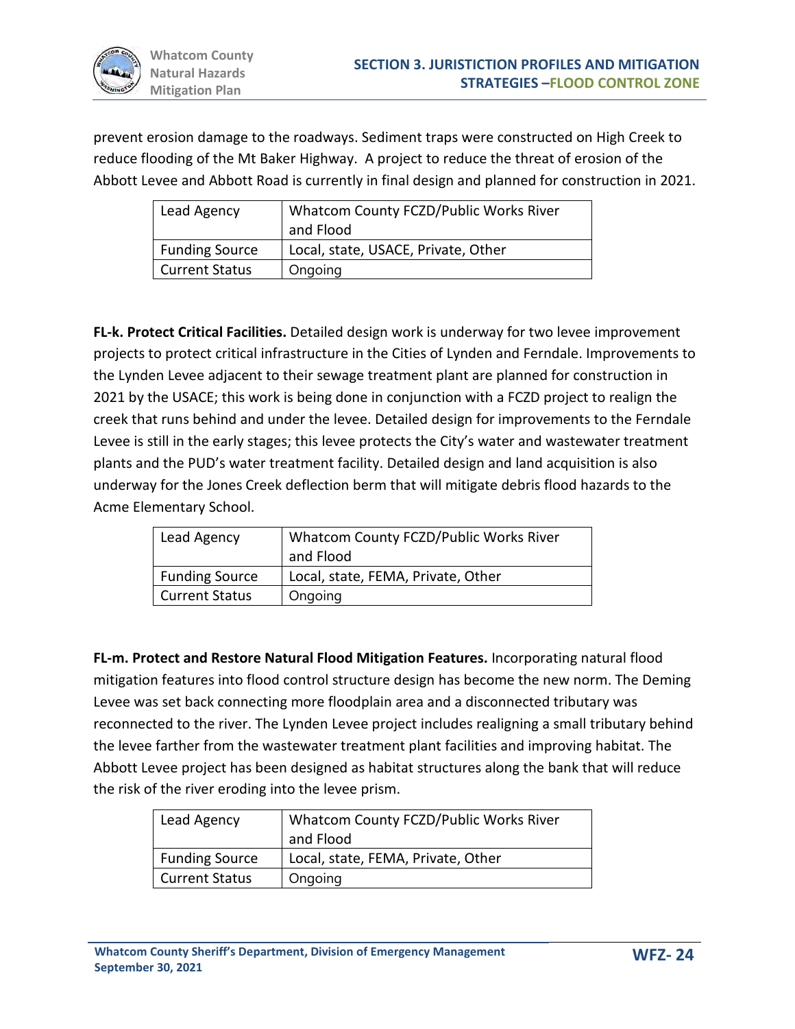prevent erosion damage to the roadways. Sediment traps were constructed on High Creek to reduce flooding of the Mt Baker Highway. A project to reduce the threat of erosion of the Abbott Levee and Abbott Road is currently in final design and planned for construction in 2021.

| Lead Agency | Whatcom County FCZD/Public Works River and Flood |
|---|---|
| Funding Source | Local, state, USACE, Private, Other |
| Current Status | Ongoing |

**FL-k. Protect Critical Facilities.** Detailed design work is underway for two levee improvement projects to protect critical infrastructure in the Cities of Lynden and Ferndale. Improvements to the Lynden Levee adjacent to their sewage treatment plant are planned for construction in 2021 by the USACE; this work is being done in conjunction with a FCZD project to realign the creek that runs behind and under the levee. Detailed design for improvements to the Ferndale Levee is still in the early stages; this levee protects the City's water and wastewater treatment plants and the PUD's water treatment facility. Detailed design and land acquisition is also underway for the Jones Creek deflection berm that will mitigate debris flood hazards to the Acme Elementary School.

| Lead Agency | Whatcom County FCZD/Public Works River and Flood |
|---|---|
| Funding Source | Local, state, FEMA, Private, Other |
| Current Status | Ongoing |

**FL-m. Protect and Restore Natural Flood Mitigation Features.** Incorporating natural flood mitigation features into flood control structure design has become the new norm. The Deming Levee was set back connecting more floodplain area and a disconnected tributary was reconnected to the river. The Lynden Levee project includes realigning a small tributary behind the levee farther from the wastewater treatment plant facilities and improving habitat. The Abbott Levee project has been designed as habitat structures along the bank that will reduce the risk of the river eroding into the levee prism.

| Lead Agency | Whatcom County FCZD/Public Works River and Flood |
|---|---|
| Funding Source | Local, state, FEMA, Private, Other |
| Current Status | Ongoing |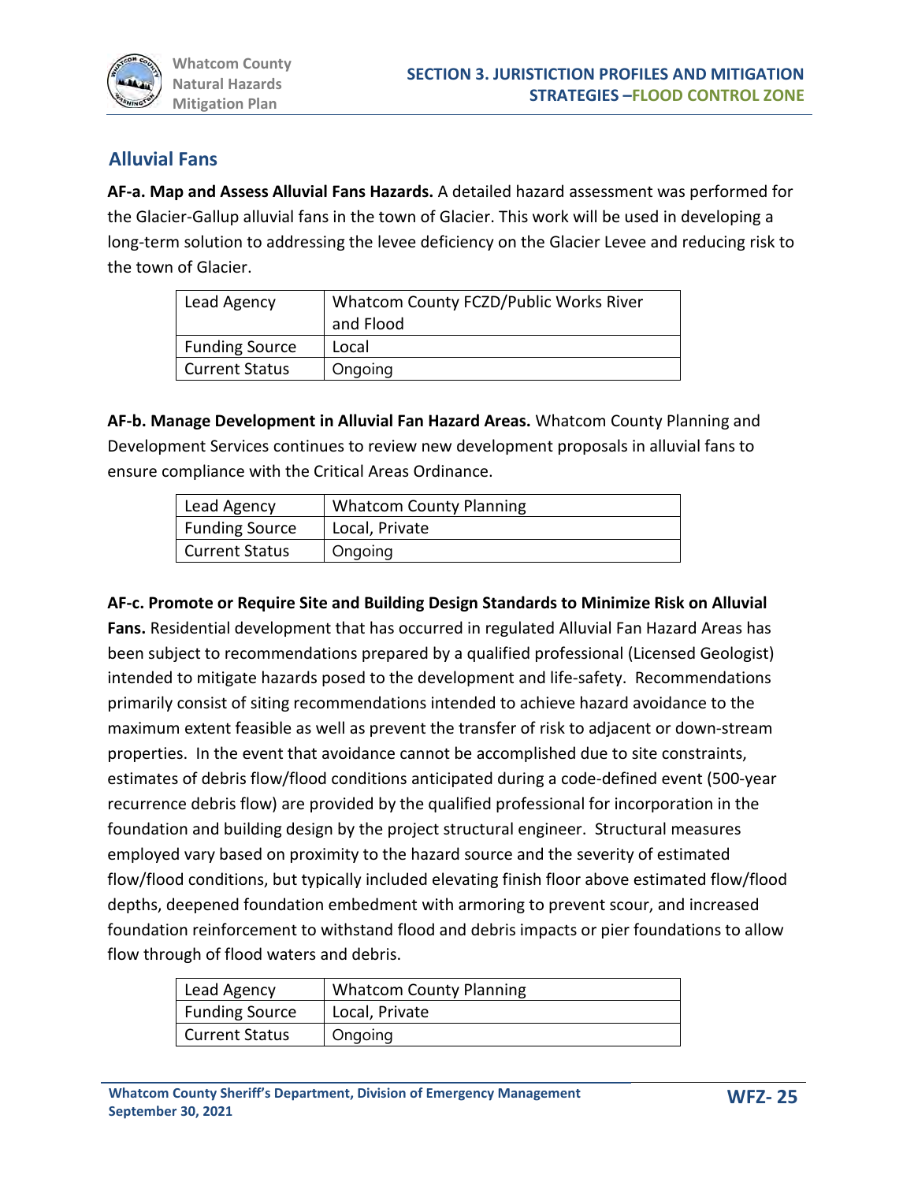## Alluvial Fans

**AF-a. Map and Assess Alluvial Fans Hazards.** A detailed hazard assessment was performed for the Glacier-Gallup alluvial fans in the town of Glacier. This work will be used in developing a long-term solution to addressing the levee deficiency on the Glacier Levee and reducing risk to the town of Glacier.

| Lead Agency | Whatcom County FCZD/Public Works River and Flood |
|---|---|
| Funding Source | Local |
| Current Status | Ongoing |

**AF-b. Manage Development in Alluvial Fan Hazard Areas.** Whatcom County Planning and Development Services continues to review new development proposals in alluvial fans to ensure compliance with the Critical Areas Ordinance.

| Lead Agency | Whatcom County Planning |
|---|---|
| Funding Source | Local, Private |
| Current Status | Ongoing |

**AF-c. Promote or Require Site and Building Design Standards to Minimize Risk on Alluvial Fans.** Residential development that has occurred in regulated Alluvial Fan Hazard Areas has been subject to recommendations prepared by a qualified professional (Licensed Geologist) intended to mitigate hazards posed to the development and life-safety. Recommendations primarily consist of siting recommendations intended to achieve hazard avoidance to the maximum extent feasible as well as prevent the transfer of risk to adjacent or down-stream properties. In the event that avoidance cannot be accomplished due to site constraints, estimates of debris flow/flood conditions anticipated during a code-defined event (500-year recurrence debris flow) are provided by the qualified professional for incorporation in the foundation and building design by the project structural engineer. Structural measures employed vary based on proximity to the hazard source and the severity of estimated flow/flood conditions, but typically included elevating finish floor above estimated flow/flood depths, deepened foundation embedment with armoring to prevent scour, and increased foundation reinforcement to withstand flood and debris impacts or pier foundations to allow flow through of flood waters and debris.

| Lead Agency | Whatcom County Planning |
|---|---|
| Funding Source | Local, Private |
| Current Status | Ongoing |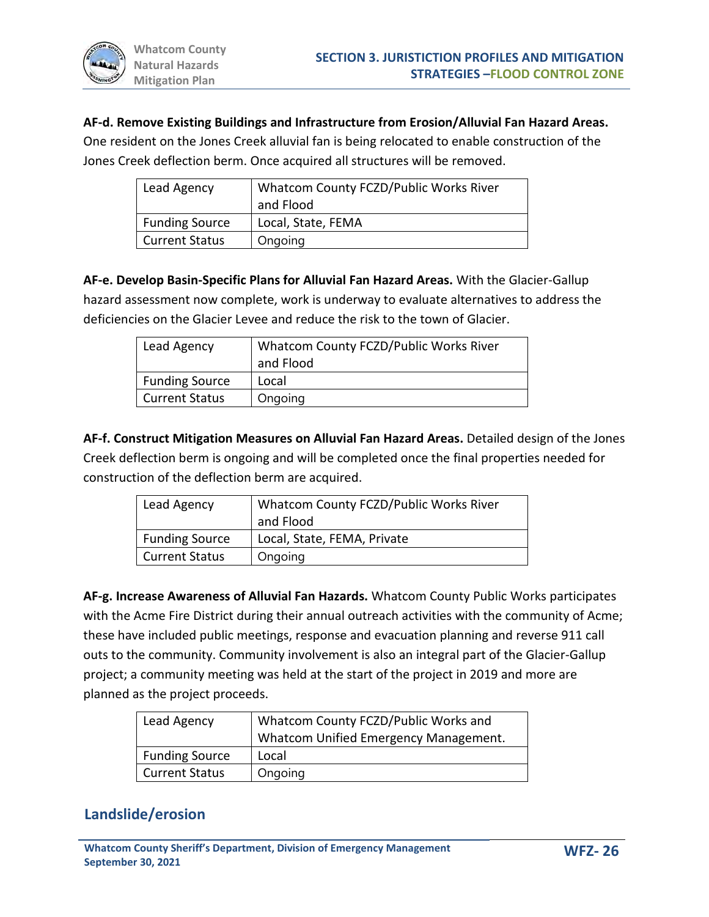**AF-d. Remove Existing Buildings and Infrastructure from Erosion/Alluvial Fan Hazard Areas.** One resident on the Jones Creek alluvial fan is being relocated to enable construction of the Jones Creek deflection berm. Once acquired all structures will be removed.

| Lead Agency | Whatcom County FCZD/Public Works River and Flood |
|---|---|
| Funding Source | Local, State, FEMA |
| Current Status | Ongoing |

**AF-e. Develop Basin-Specific Plans for Alluvial Fan Hazard Areas.** With the Glacier-Gallup hazard assessment now complete, work is underway to evaluate alternatives to address the deficiencies on the Glacier Levee and reduce the risk to the town of Glacier.

| Lead Agency | Whatcom County FCZD/Public Works River and Flood |
|---|---|
| Funding Source | Local |
| Current Status | Ongoing |

**AF-f. Construct Mitigation Measures on Alluvial Fan Hazard Areas.** Detailed design of the Jones Creek deflection berm is ongoing and will be completed once the final properties needed for construction of the deflection berm are acquired.

| Lead Agency | Whatcom County FCZD/Public Works River and Flood |
|---|---|
| Funding Source | Local, State, FEMA, Private |
| Current Status | Ongoing |

**AF-g. Increase Awareness of Alluvial Fan Hazards.** Whatcom County Public Works participates with the Acme Fire District during their annual outreach activities with the community of Acme; these have included public meetings, response and evacuation planning and reverse 911 call outs to the community. Community involvement is also an integral part of the Glacier-Gallup project; a community meeting was held at the start of the project in 2019 and more are planned as the project proceeds.

| Lead Agency | Whatcom County FCZD/Public Works and Whatcom Unified Emergency Management. |
|---|---|
| Funding Source | Local |
| Current Status | Ongoing |

## Landslide/erosion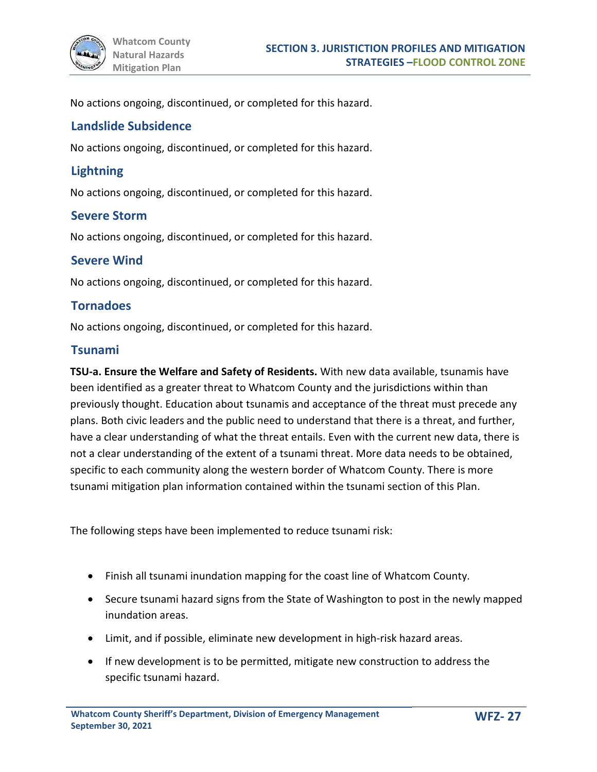No actions ongoing, discontinued, or completed for this hazard.

## Landslide Subsidence

No actions ongoing, discontinued, or completed for this hazard.

## Lightning

No actions ongoing, discontinued, or completed for this hazard.

## Severe Storm

No actions ongoing, discontinued, or completed for this hazard.

## Severe Wind

No actions ongoing, discontinued, or completed for this hazard.

## Tornadoes

No actions ongoing, discontinued, or completed for this hazard.

## Tsunami

**TSU-a. Ensure the Welfare and Safety of Residents.** With new data available, tsunamis have been identified as a greater threat to Whatcom County and the jurisdictions within than previously thought. Education about tsunamis and acceptance of the threat must precede any plans. Both civic leaders and the public need to understand that there is a threat, and further, have a clear understanding of what the threat entails. Even with the current new data, there is not a clear understanding of the extent of a tsunami threat. More data needs to be obtained, specific to each community along the western border of Whatcom County. There is more tsunami mitigation plan information contained within the tsunami section of this Plan.

The following steps have been implemented to reduce tsunami risk:

- Finish all tsunami inundation mapping for the coast line of Whatcom County.
- Secure tsunami hazard signs from the State of Washington to post in the newly mapped inundation areas.
- Limit, and if possible, eliminate new development in high-risk hazard areas.
- If new development is to be permitted, mitigate new construction to address the specific tsunami hazard.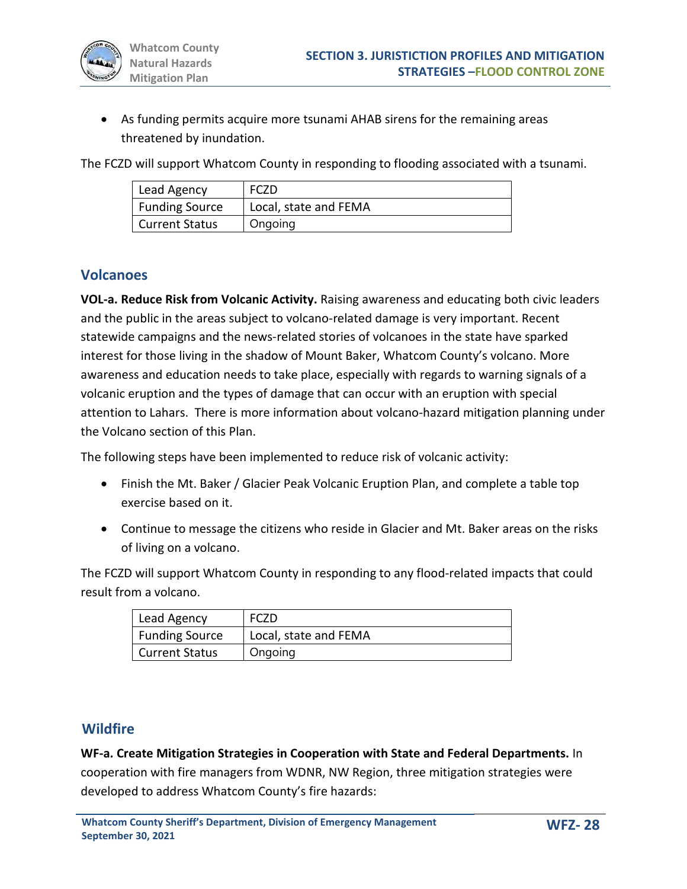- As funding permits acquire more tsunami AHAB sirens for the remaining areas threatened by inundation.

The FCZD will support Whatcom County in responding to flooding associated with a tsunami.

| Lead Agency | FCZD |
|---|---|
| Funding Source | Local, state and FEMA |
| Current Status | Ongoing |

## Volcanoes

**VOL-a. Reduce Risk from Volcanic Activity.** Raising awareness and educating both civic leaders and the public in the areas subject to volcano-related damage is very important. Recent statewide campaigns and the news-related stories of volcanoes in the state have sparked interest for those living in the shadow of Mount Baker, Whatcom County's volcano. More awareness and education needs to take place, especially with regards to warning signals of a volcanic eruption and the types of damage that can occur with an eruption with special attention to Lahars. There is more information about volcano-hazard mitigation planning under the Volcano section of this Plan.

The following steps have been implemented to reduce risk of volcanic activity:

- Finish the Mt. Baker / Glacier Peak Volcanic Eruption Plan, and complete a table top exercise based on it.
- Continue to message the citizens who reside in Glacier and Mt. Baker areas on the risks of living on a volcano.

The FCZD will support Whatcom County in responding to any flood-related impacts that could result from a volcano.

| Lead Agency | FCZD |
|---|---|
| Funding Source | Local, state and FEMA |
| Current Status | Ongoing |

## Wildfire

**WF-a. Create Mitigation Strategies in Cooperation with State and Federal Departments.** In cooperation with fire managers from WDNR, NW Region, three mitigation strategies were developed to address Whatcom County's fire hazards: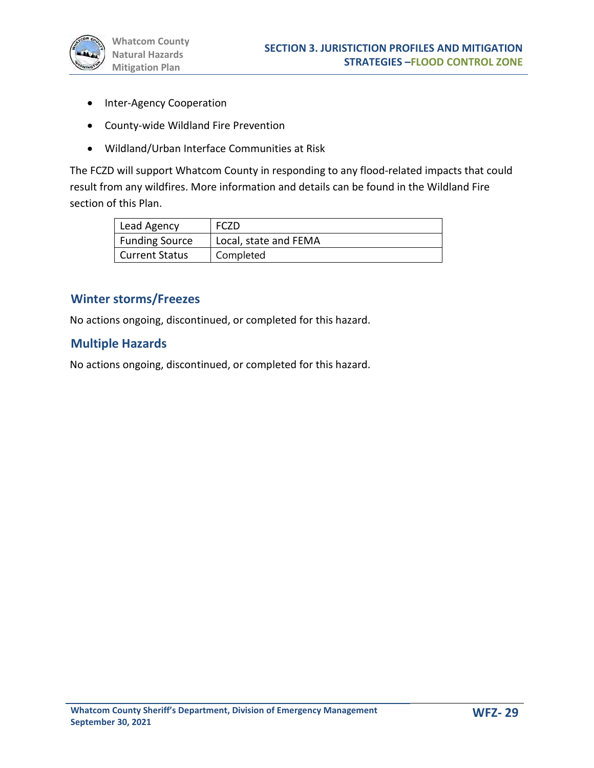- Inter-Agency Cooperation
- County-wide Wildland Fire Prevention
- Wildland/Urban Interface Communities at Risk

The FCZD will support Whatcom County in responding to any flood-related impacts that could result from any wildfires. More information and details can be found in the Wildland Fire section of this Plan.

| Lead Agency | FCZD |
|---|---|
| Funding Source | Local, state and FEMA |
| Current Status | Completed |

## Winter storms/Freezes

No actions ongoing, discontinued, or completed for this hazard.

## Multiple Hazards

No actions ongoing, discontinued, or completed for this hazard.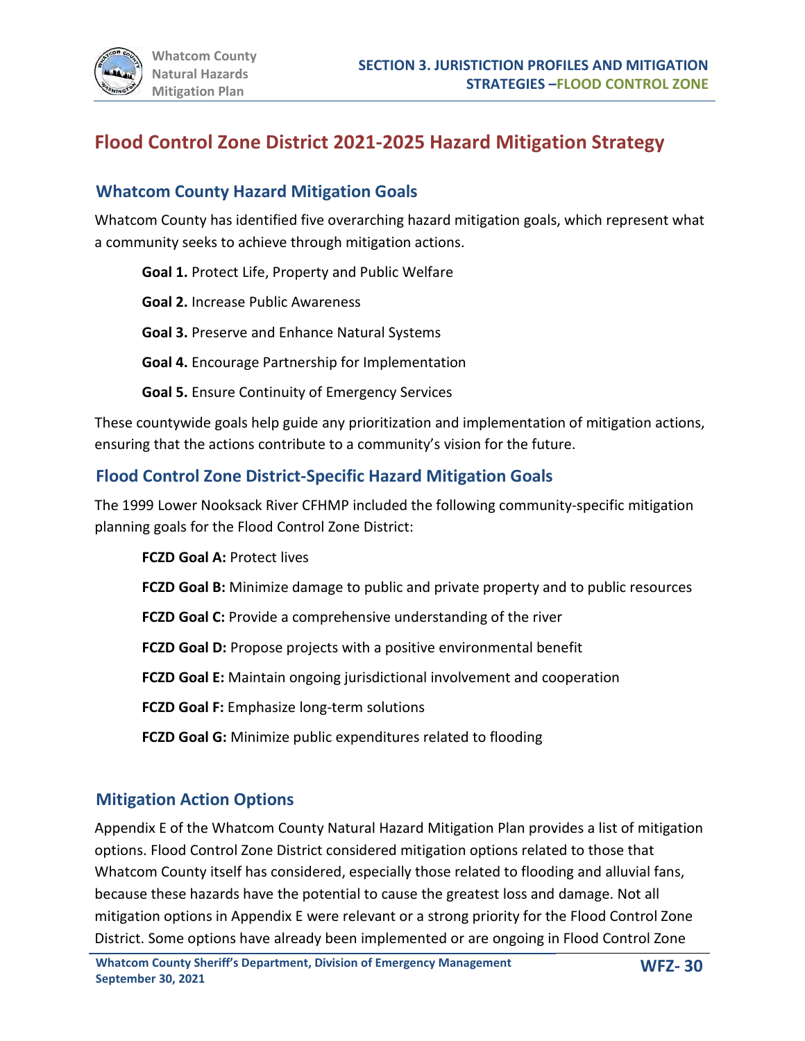# Flood Control Zone District 2021-2025 Hazard Mitigation Strategy

## Whatcom County Hazard Mitigation Goals

Whatcom County has identified five overarching hazard mitigation goals, which represent what a community seeks to achieve through mitigation actions.

**Goal 1.** Protect Life, Property and Public Welfare

**Goal 2.** Increase Public Awareness

**Goal 3.** Preserve and Enhance Natural Systems

**Goal 4.** Encourage Partnership for Implementation

**Goal 5.** Ensure Continuity of Emergency Services

These countywide goals help guide any prioritization and implementation of mitigation actions, ensuring that the actions contribute to a community's vision for the future.

## Flood Control Zone District-Specific Hazard Mitigation Goals

The 1999 Lower Nooksack River CFHMP included the following community-specific mitigation planning goals for the Flood Control Zone District:

**FCZD Goal A:** Protect lives

**FCZD Goal B:** Minimize damage to public and private property and to public resources

**FCZD Goal C:** Provide a comprehensive understanding of the river

**FCZD Goal D:** Propose projects with a positive environmental benefit

**FCZD Goal E:** Maintain ongoing jurisdictional involvement and cooperation

**FCZD Goal F:** Emphasize long-term solutions

**FCZD Goal G:** Minimize public expenditures related to flooding

## Mitigation Action Options

Appendix E of the Whatcom County Natural Hazard Mitigation Plan provides a list of mitigation options. Flood Control Zone District considered mitigation options related to those that Whatcom County itself has considered, especially those related to flooding and alluvial fans, because these hazards have the potential to cause the greatest loss and damage. Not all mitigation options in Appendix E were relevant or a strong priority for the Flood Control Zone District. Some options have already been implemented or are ongoing in Flood Control Zone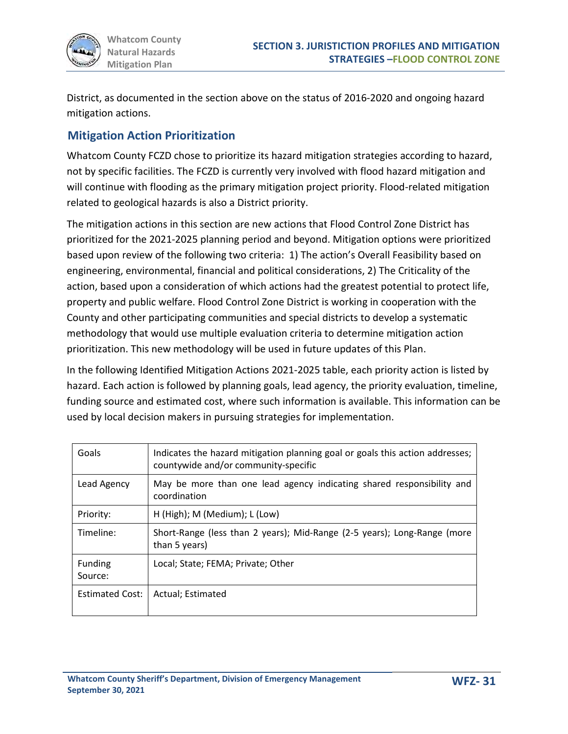District, as documented in the section above on the status of 2016-2020 and ongoing hazard mitigation actions.

## Mitigation Action Prioritization

Whatcom County FCZD chose to prioritize its hazard mitigation strategies according to hazard, not by specific facilities. The FCZD is currently very involved with flood hazard mitigation and will continue with flooding as the primary mitigation project priority. Flood-related mitigation related to geological hazards is also a District priority.

The mitigation actions in this section are new actions that Flood Control Zone District has prioritized for the 2021-2025 planning period and beyond. Mitigation options were prioritized based upon review of the following two criteria: 1) The action's Overall Feasibility based on engineering, environmental, financial and political considerations, 2) The Criticality of the action, based upon a consideration of which actions had the greatest potential to protect life, property and public welfare. Flood Control Zone District is working in cooperation with the County and other participating communities and special districts to develop a systematic methodology that would use multiple evaluation criteria to determine mitigation action prioritization. This new methodology will be used in future updates of this Plan.

In the following Identified Mitigation Actions 2021-2025 table, each priority action is listed by hazard. Each action is followed by planning goals, lead agency, the priority evaluation, timeline, funding source and estimated cost, where such information is available. This information can be used by local decision makers in pursuing strategies for implementation.

| | |
|---|---|
| Goals | Indicates the hazard mitigation planning goal or goals this action addresses; countywide and/or community-specific |
| Lead Agency | May be more than one lead agency indicating shared responsibility and coordination |
| Priority: | H (High); M (Medium); L (Low) |
| Timeline: | Short-Range (less than 2 years); Mid-Range (2-5 years); Long-Range (more than 5 years) |
| Funding Source: | Local; State; FEMA; Private; Other |
| Estimated Cost: | Actual; Estimated |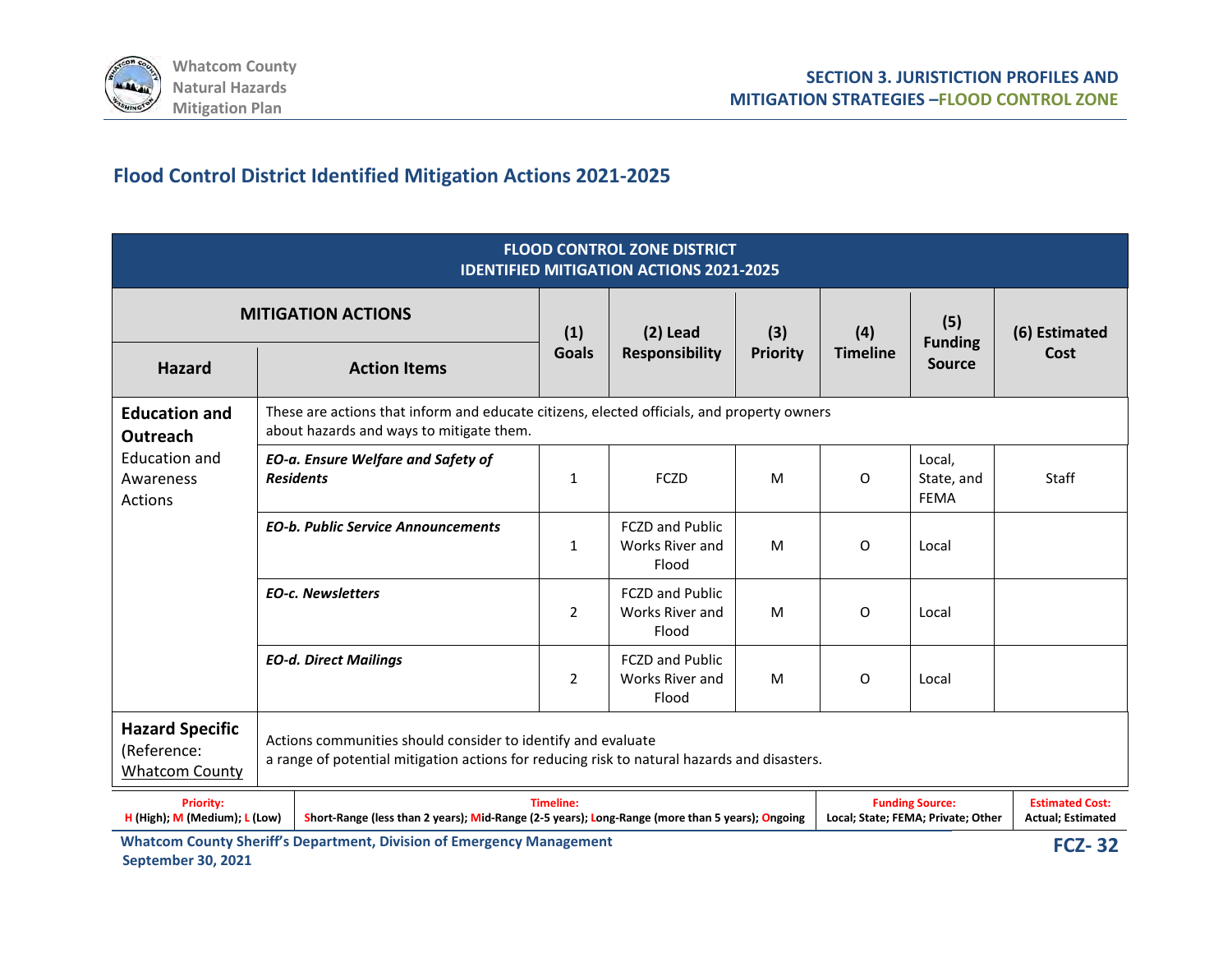## Flood Control District Identified Mitigation Actions 2021-2025

| FLOOD CONTROL ZONE DISTRICT IDENTIFIED MITIGATION ACTIONS 2021-2025 | | | | | | | |
|---|---|---|---|---|---|---|---|
| MITIGATION ACTIONS | | (1) Goals | (2) Lead Responsibility | (3) Priority | (4) Timeline | (5) Funding Source | (6) Estimated Cost |
| Hazard | Action Items | | | | | | |
| **Education and Outreach** Education and Awareness Actions | These are actions that inform and educate citizens, elected officials, and property owners about hazards and ways to mitigate them. | | | | | | |
| | ***EO-a. Ensure Welfare and Safety of Residents*** | 1 | FCZD | M | O | Local, State, and FEMA | Staff |
| | ***EO-b. Public Service Announcements*** | 1 | FCZD and Public Works River and Flood | M | O | Local | |
| | ***EO-c. Newsletters*** | 2 | FCZD and Public Works River and Flood | M | O | Local | |
| | ***EO-d. Direct Mailings*** | 2 | FCZD and Public Works River and Flood | M | O | Local | |
| **Hazard Specific** (Reference: Whatcom County | Actions communities should consider to identify and evaluate a range of potential mitigation actions for reducing risk to natural hazards and disasters. | | | | | | |

| Priority: H (High); M (Medium); L (Low) | Timeline: Short-Range (less than 2 years); Mid-Range (2-5 years); Long-Range (more than 5 years); Ongoing | Funding Source: Local; State; FEMA; Private; Other | Estimated Cost: Actual; Estimated |
|---|---|---|---|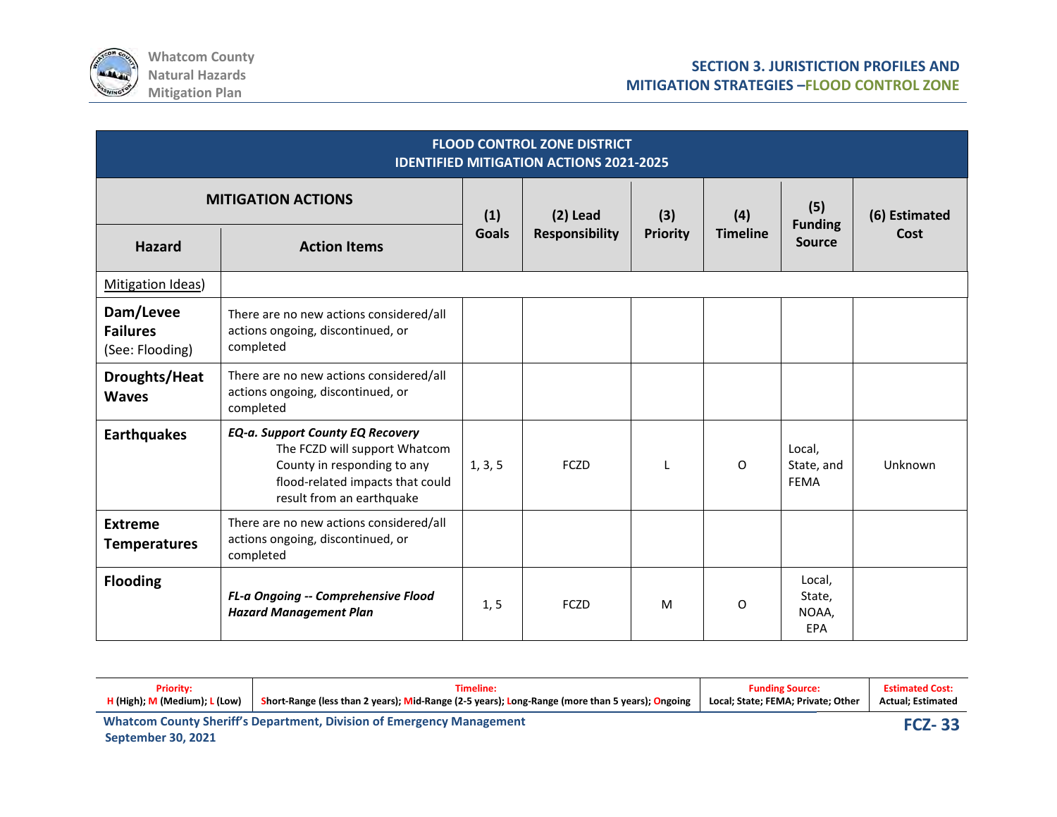| FLOOD CONTROL ZONE DISTRICT<br>IDENTIFIED MITIGATION ACTIONS 2021-2025 | | | | | | | |
|---|---|---|---|---|---|---|---|
| MITIGATION ACTIONS | | (1) Goals | (2) Lead Responsibility | (3) Priority | (4) Timeline | (5) Funding Source | (6) Estimated Cost |
| **Hazard** | **Action Items** | | | | | | |
| Mitigation Ideas) | | | | | | | |
| **Dam/Levee Failures** (See: Flooding) | There are no new actions considered/all actions ongoing, discontinued, or completed | | | | | | |
| **Droughts/Heat Waves** | There are no new actions considered/all actions ongoing, discontinued, or completed | | | | | | |
| **Earthquakes** | ***EQ-a. Support County EQ Recovery*** The FCZD will support Whatcom County in responding to any flood-related impacts that could result from an earthquake | 1, 3, 5 | FCZD | L | O | Local, State, and FEMA | Unknown |
| **Extreme Temperatures** | There are no new actions considered/all actions ongoing, discontinued, or completed | | | | | | |
| **Flooding** | ***FL-a Ongoing -- Comprehensive Flood Hazard Management Plan*** | 1, 5 | FCZD | M | O | Local, State, NOAA, EPA | |

| Priority: | Timeline: | Funding Source: | Estimated Cost: |
|---|---|---|---|
| H (High); M (Medium); L (Low) | Short-Range (less than 2 years); Mid-Range (2-5 years); Long-Range (more than 5 years); Ongoing | Local; State; FEMA; Private; Other | Actual; Estimated |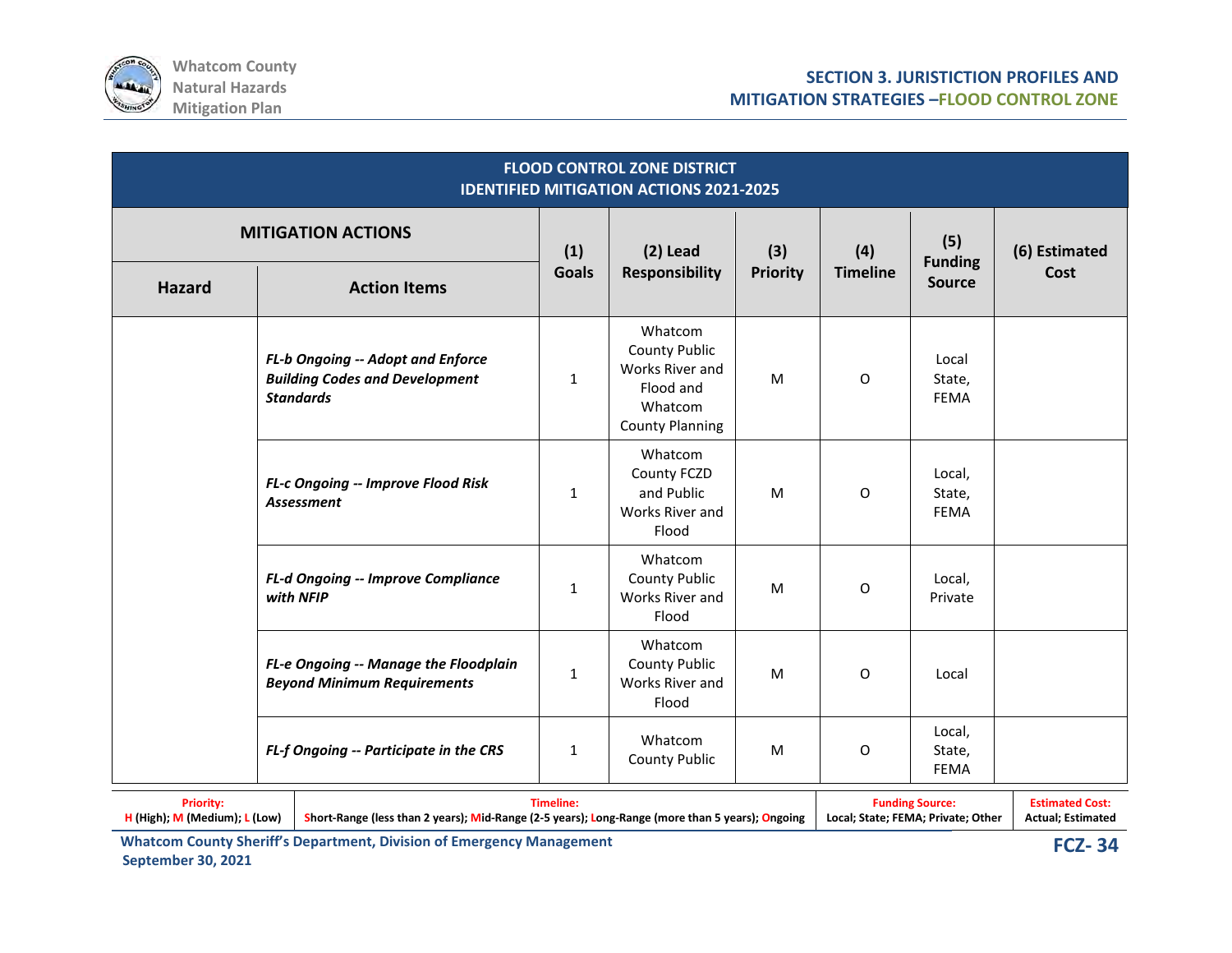| FLOOD CONTROL ZONE DISTRICT IDENTIFIED MITIGATION ACTIONS 2021-2025 | | | | | | | |
|---|---|---|---|---|---|---|---|
| MITIGATION ACTIONS | | (1) Goals | (2) Lead Responsibility | (3) Priority | (4) Timeline | (5) Funding Source | (6) Estimated Cost |
| Hazard | Action Items | | | | | | |
| | ***FL-b Ongoing -- Adopt and Enforce Building Codes and Development Standards*** | 1 | Whatcom County Public Works River and Flood and Whatcom County Planning | M | O | Local State, FEMA | |
| | ***FL-c Ongoing -- Improve Flood Risk Assessment*** | 1 | Whatcom County FCZD and Public Works River and Flood | M | O | Local, State, FEMA | |
| | ***FL-d Ongoing -- Improve Compliance with NFIP*** | 1 | Whatcom County Public Works River and Flood | M | O | Local, Private | |
| | ***FL-e Ongoing -- Manage the Floodplain Beyond Minimum Requirements*** | 1 | Whatcom County Public Works River and Flood | M | O | Local | |
| | ***FL-f Ongoing -- Participate in the CRS*** | 1 | Whatcom County Public | M | O | Local, State, FEMA | |

| Priority: | Timeline: | Funding Source: | Estimated Cost: |
|---|---|---|---|
| H (High); M (Medium); L (Low) | Short-Range (less than 2 years); Mid-Range (2-5 years); Long-Range (more than 5 years); Ongoing | Local; State; FEMA; Private; Other | Actual; Estimated |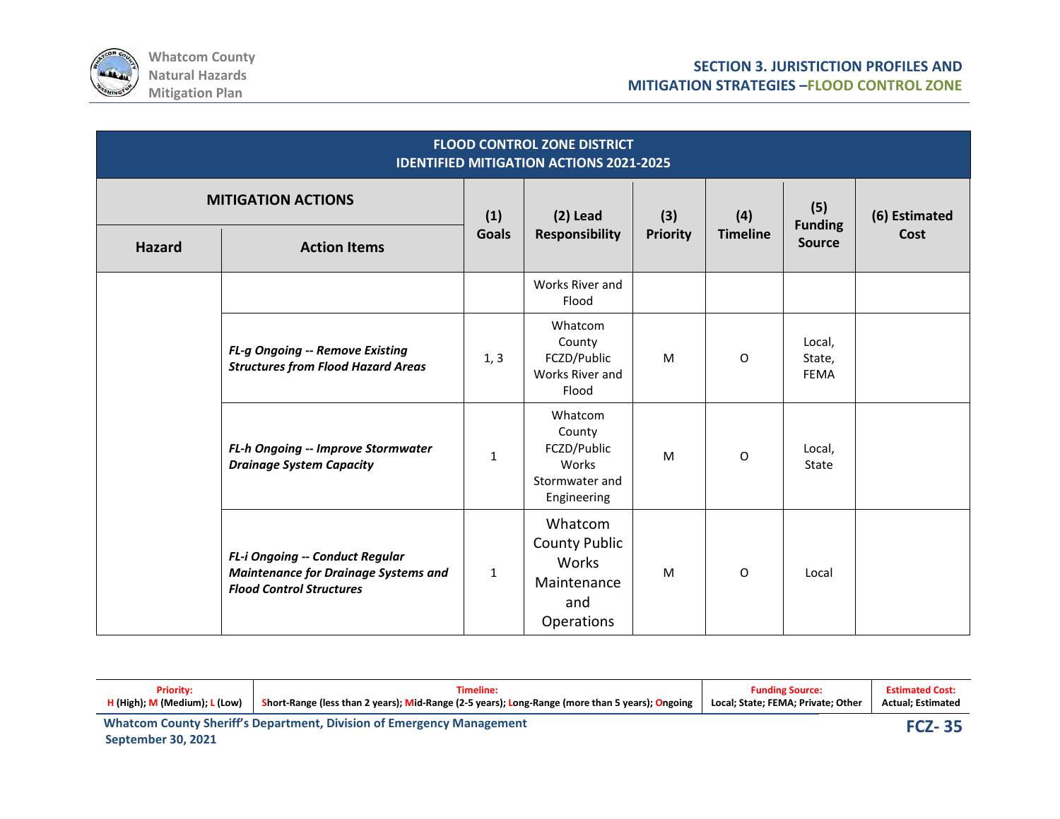| FLOOD CONTROL ZONE DISTRICT IDENTIFIED MITIGATION ACTIONS 2021-2025 | | | | | | | |
|---|---|---|---|---|---|---|---|
| MITIGATION ACTIONS | | (1) Goals | (2) Lead Responsibility | (3) Priority | (4) Timeline | (5) Funding Source | (6) Estimated Cost |
| Hazard | Action Items | | | | | | |
| | | | Works River and Flood | | | | |
| | ***FL-g Ongoing -- Remove Existing Structures from Flood Hazard Areas*** | 1, 3 | Whatcom County FCZD/Public Works River and Flood | M | O | Local, State, FEMA | |
| | ***FL-h Ongoing -- Improve Stormwater Drainage System Capacity*** | 1 | Whatcom County FCZD/Public Works Stormwater and Engineering | M | O | Local, State | |
| | ***FL-i Ongoing -- Conduct Regular Maintenance for Drainage Systems and Flood Control Structures*** | 1 | Whatcom County Public Works Maintenance and Operations | M | O | Local | |

| Priority: | Timeline: | Funding Source: | Estimated Cost: |
|---|---|---|---|
| H (High); M (Medium); L (Low) | Short-Range (less than 2 years); Mid-Range (2-5 years); Long-Range (more than 5 years); Ongoing | Local; State; FEMA; Private; Other | Actual; Estimated |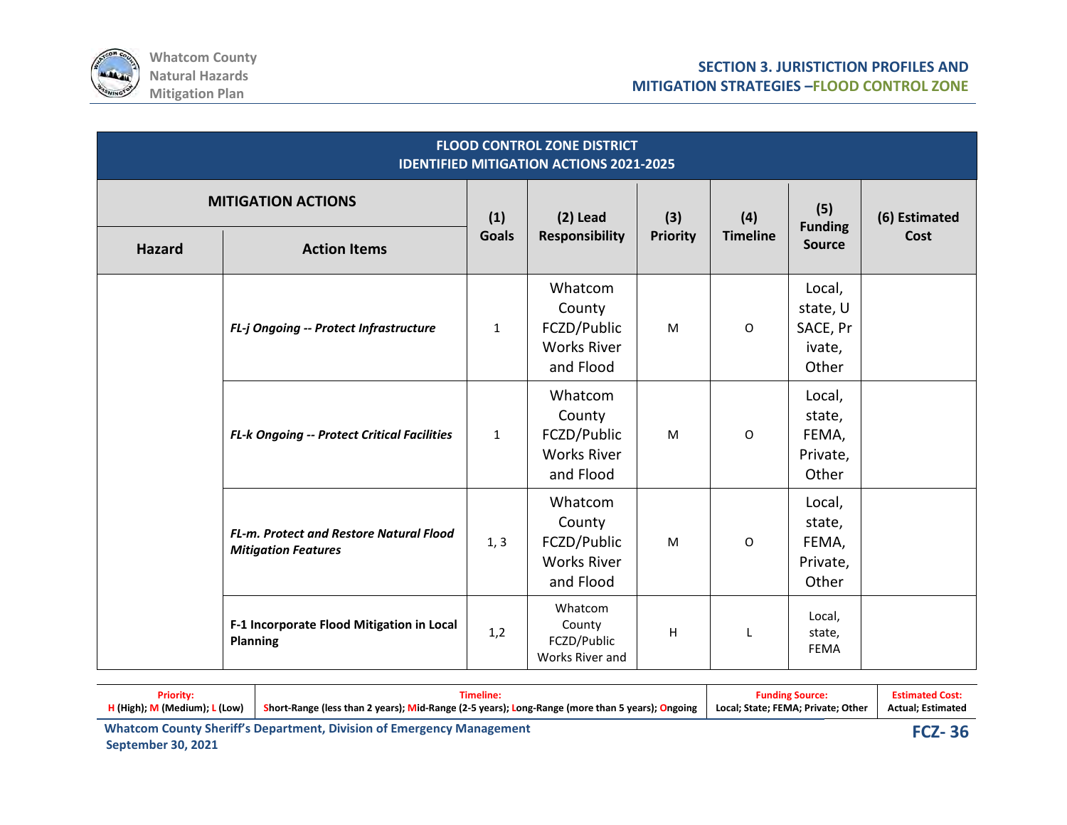| FLOOD CONTROL ZONE DISTRICT IDENTIFIED MITIGATION ACTIONS 2021-2025 | | | | | | | |
|---|---|---|---|---|---|---|---|
| MITIGATION ACTIONS | | (1) Goals | (2) Lead Responsibility | (3) Priority | (4) Timeline | (5) Funding Source | (6) Estimated Cost |
| Hazard | Action Items | | | | | | |
| | ***FL-j Ongoing -- Protect Infrastructure*** | 1 | Whatcom County FCZD/Public Works River and Flood | M | O | Local, state, USACE, Private, Other | |
| | ***FL-k Ongoing -- Protect Critical Facilities*** | 1 | Whatcom County FCZD/Public Works River and Flood | M | O | Local, state, FEMA, Private, Other | |
| | ***FL-m. Protect and Restore Natural Flood Mitigation Features*** | 1, 3 | Whatcom County FCZD/Public Works River and Flood | M | O | Local, state, FEMA, Private, Other | |
| | **F-1 Incorporate Flood Mitigation in Local Planning** | 1,2 | Whatcom County FCZD/Public Works River and | H | L | Local, state, FEMA | |

| Priority: | Timeline: | Funding Source: | Estimated Cost: |
|---|---|---|---|
| H (High); M (Medium); L (Low) | Short-Range (less than 2 years); Mid-Range (2-5 years); Long-Range (more than 5 years); Ongoing | Local; State; FEMA; Private; Other | Actual; Estimated |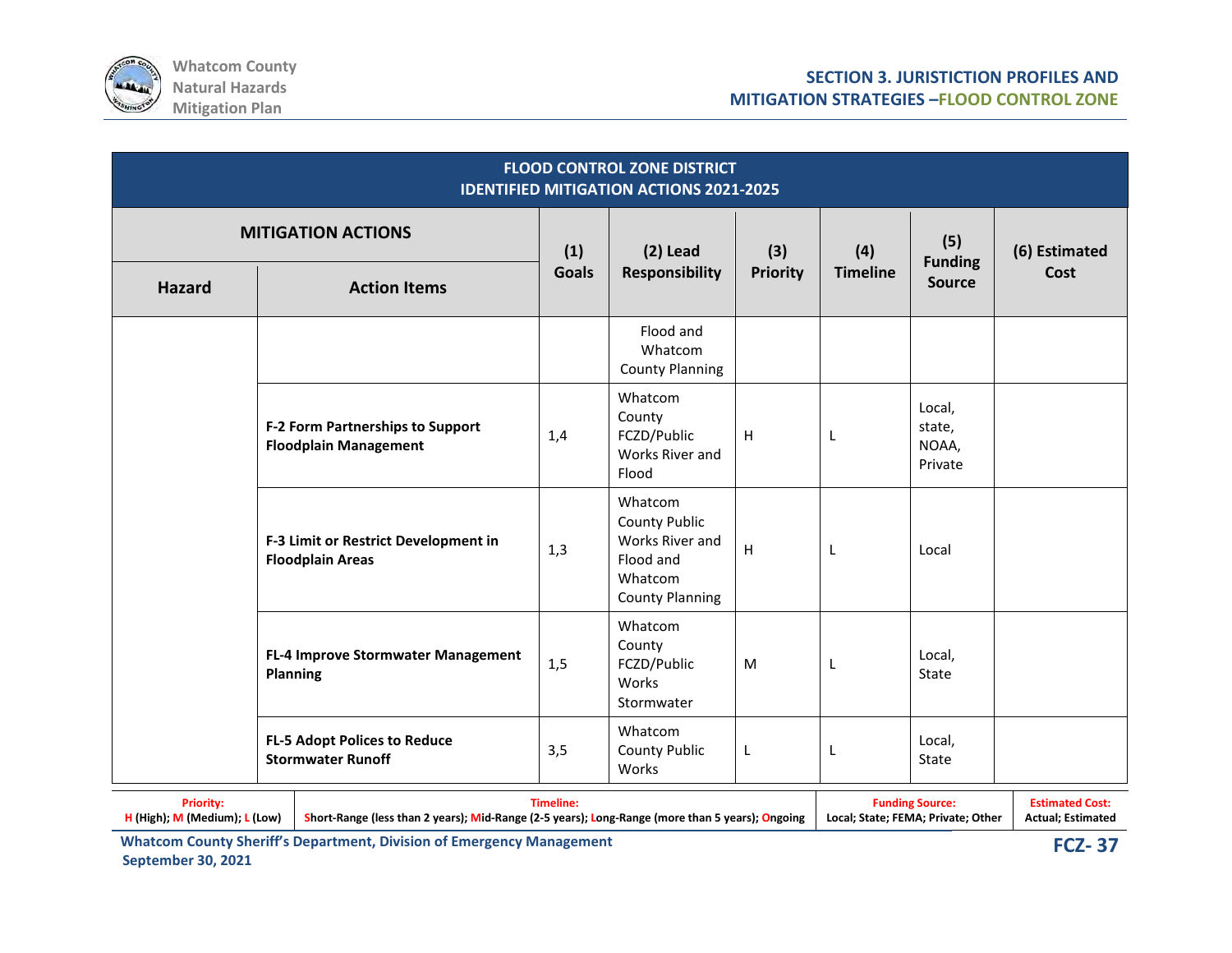| FLOOD CONTROL ZONE DISTRICT IDENTIFIED MITIGATION ACTIONS 2021-2025 | | | | | | | |
|---|---|---|---|---|---|---|---|
| MITIGATION ACTIONS | | (1) Goals | (2) Lead Responsibility | (3) Priority | (4) Timeline | (5) Funding Source | (6) Estimated Cost |
| Hazard | Action Items | | | | | | |
| | | | Flood and Whatcom County Planning | | | | |
| | **F-2 Form Partnerships to Support Floodplain Management** | 1,4 | Whatcom County FCZD/Public Works River and Flood | H | L | Local, state, NOAA, Private | |
| | **F-3 Limit or Restrict Development in Floodplain Areas** | 1,3 | Whatcom County Public Works River and Flood and Whatcom County Planning | H | L | Local | |
| | **FL-4 Improve Stormwater Management Planning** | 1,5 | Whatcom County FCZD/Public Works Stormwater | M | L | Local, State | |
| | **FL-5 Adopt Polices to Reduce Stormwater Runoff** | 3,5 | Whatcom County Public Works | L | L | Local, State | |

| Priority: | Timeline: | Funding Source: | Estimated Cost: |
|---|---|---|---|
| H (High); M (Medium); L (Low) | Short-Range (less than 2 years); Mid-Range (2-5 years); Long-Range (more than 5 years); Ongoing | Local; State; FEMA; Private; Other | Actual; Estimated |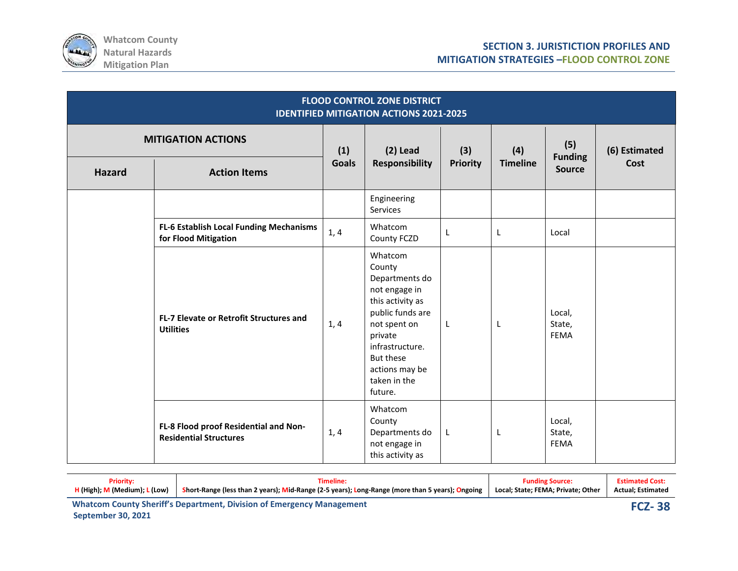| FLOOD CONTROL ZONE DISTRICT IDENTIFIED MITIGATION ACTIONS 2021-2025 | | | | | | | |
|---|---|---|---|---|---|---|---|
| **MITIGATION ACTIONS** | | **(1) Goals** | **(2) Lead Responsibility** | **(3) Priority** | **(4) Timeline** | **(5) Funding Source** | **(6) Estimated Cost** |
| **Hazard** | **Action Items** | | | | | | |
| | | | Engineering Services | | | | |
| | **FL-6 Establish Local Funding Mechanisms for Flood Mitigation** | 1, 4 | Whatcom County FCZD | L | L | Local | |
| | **FL-7 Elevate or Retrofit Structures and Utilities** | 1, 4 | Whatcom County Departments do not engage in this activity as public funds are not spent on private infrastructure. But these actions may be taken in the future. | L | L | Local, State, FEMA | |
| | **FL-8 Flood proof Residential and Non-Residential Structures** | 1, 4 | Whatcom County Departments do not engage in this activity as | L | L | Local, State, FEMA | |

| Priority: | Timeline: | Funding Source: | Estimated Cost: |
|---|---|---|---|
| H (High); M (Medium); L (Low) | Short-Range (less than 2 years); Mid-Range (2-5 years); Long-Range (more than 5 years); Ongoing | Local; State; FEMA; Private; Other | Actual; Estimated |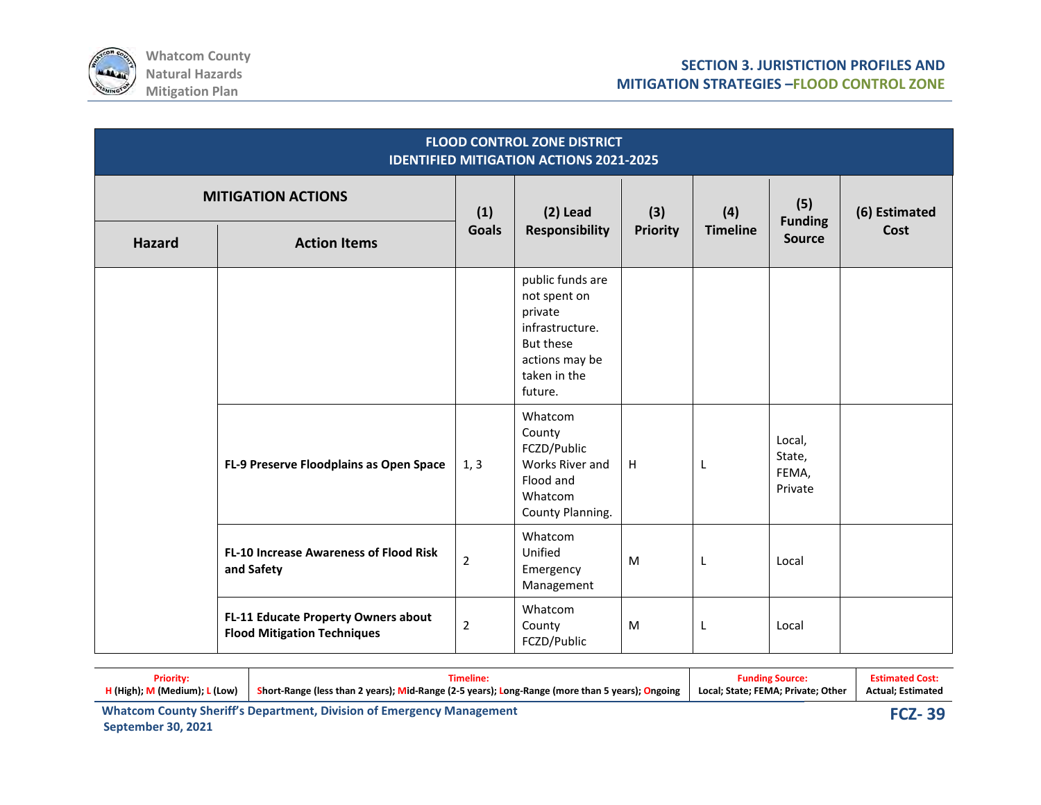| FLOOD CONTROL ZONE DISTRICT IDENTIFIED MITIGATION ACTIONS 2021-2025 | | | | | | | |
|---|---|---|---|---|---|---|---|
| MITIGATION ACTIONS | | (1) Goals | (2) Lead Responsibility | (3) Priority | (4) Timeline | (5) Funding Source | (6) Estimated Cost |
| Hazard | Action Items | | | | | | |
| | | | public funds are not spent on private infrastructure. But these actions may be taken in the future. | | | | |
| | **FL-9 Preserve Floodplains as Open Space** | 1, 3 | Whatcom County FCZD/Public Works River and Flood and Whatcom County Planning. | H | L | Local, State, FEMA, Private | |
| | **FL-10 Increase Awareness of Flood Risk and Safety** | 2 | Whatcom Unified Emergency Management | M | L | Local | |
| | **FL-11 Educate Property Owners about Flood Mitigation Techniques** | 2 | Whatcom County FCZD/Public | M | L | Local | |

| Priority: | Timeline: | Funding Source: | Estimated Cost: |
|---|---|---|---|
| H (High); M (Medium); L (Low) | Short-Range (less than 2 years); Mid-Range (2-5 years); Long-Range (more than 5 years); Ongoing | Local; State; FEMA; Private; Other | Actual; Estimated |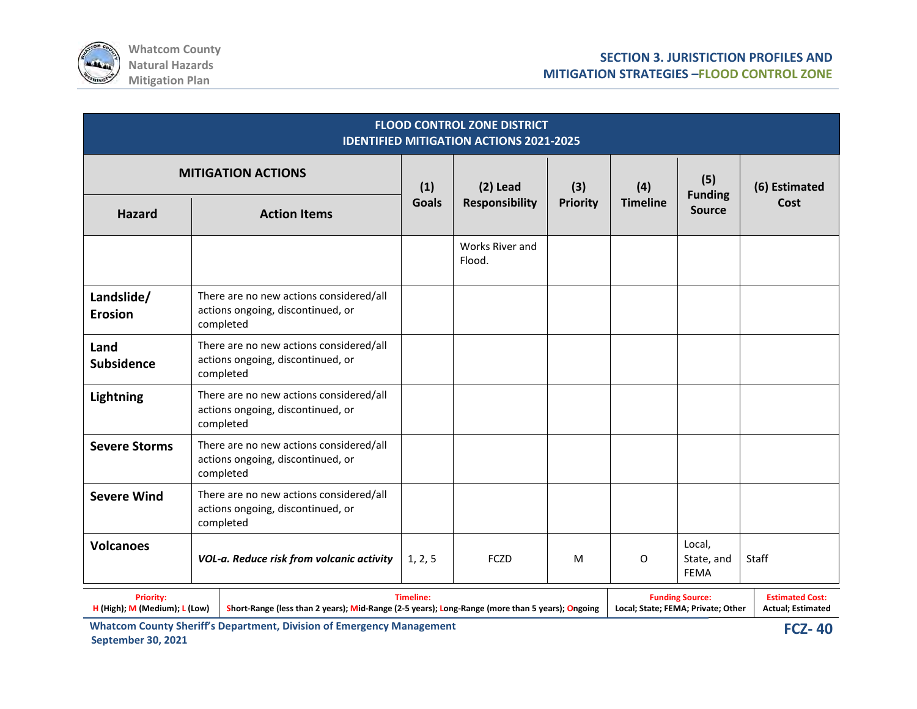| FLOOD CONTROL ZONE DISTRICT IDENTIFIED MITIGATION ACTIONS 2021-2025 | | | | | | | |
|---|---|---|---|---|---|---|---|
| MITIGATION ACTIONS | | (1) Goals | (2) Lead Responsibility | (3) Priority | (4) Timeline | (5) Funding Source | (6) Estimated Cost |
| Hazard | Action Items | | | | | | |
| | | | Works River and Flood. | | | | |
| **Landslide/ Erosion** | There are no new actions considered/all actions ongoing, discontinued, or completed | | | | | | |
| **Land Subsidence** | There are no new actions considered/all actions ongoing, discontinued, or completed | | | | | | |
| **Lightning** | There are no new actions considered/all actions ongoing, discontinued, or completed | | | | | | |
| **Severe Storms** | There are no new actions considered/all actions ongoing, discontinued, or completed | | | | | | |
| **Severe Wind** | There are no new actions considered/all actions ongoing, discontinued, or completed | | | | | | |
| **Volcanoes** | ***VOL-a. Reduce risk from volcanic activity*** | 1, 2, 5 | FCZD | M | O | Local, State, and FEMA | Staff |

| Priority: | Timeline: | Funding Source: | Estimated Cost: |
|---|---|---|---|
| H (High); M (Medium); L (Low) | Short-Range (less than 2 years); Mid-Range (2-5 years); Long-Range (more than 5 years); Ongoing | Local; State; FEMA; Private; Other | Actual; Estimated |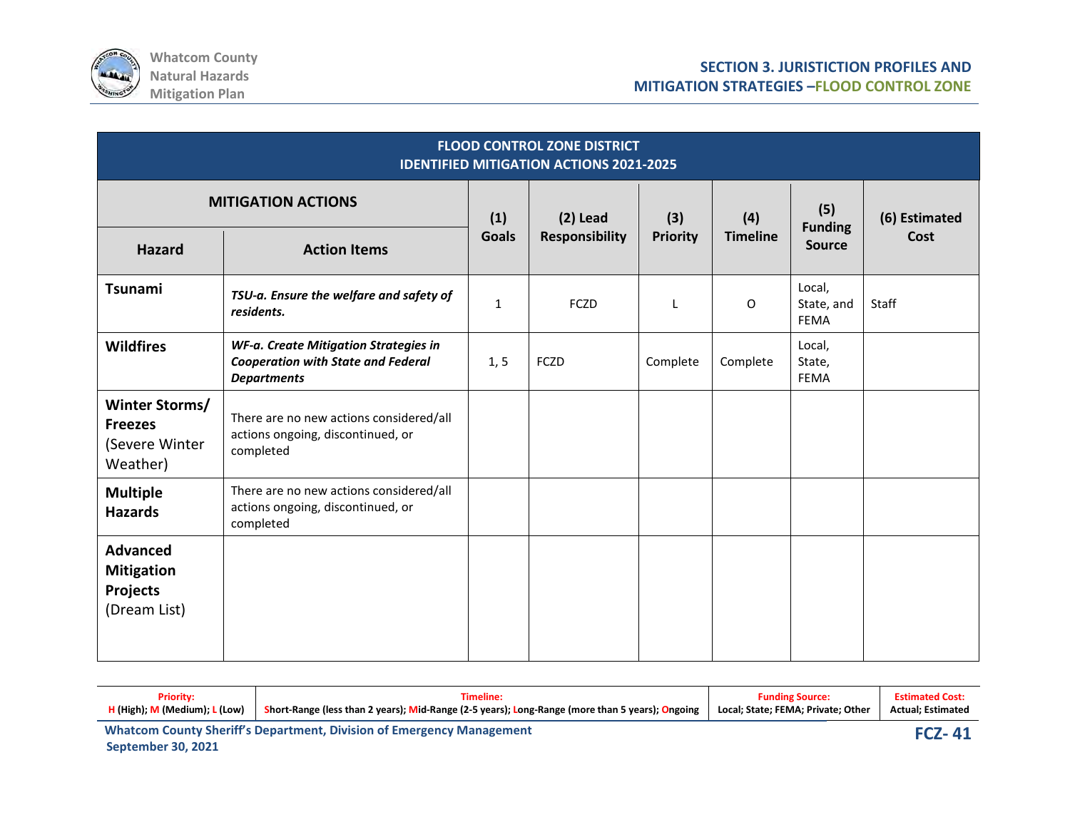| FLOOD CONTROL ZONE DISTRICT IDENTIFIED MITIGATION ACTIONS 2021-2025 | | | | | | | |
|---|---|---|---|---|---|---|---|
| MITIGATION ACTIONS | | (1) Goals | (2) Lead Responsibility | (3) Priority | (4) Timeline | (5) Funding Source | (6) Estimated Cost |
| **Hazard** | **Action Items** | | | | | | |
| **Tsunami** | ***TSU-a. Ensure the welfare and safety of residents.*** | 1 | FCZD | L | O | Local, State, and FEMA | Staff |
| **Wildfires** | ***WF-a. Create Mitigation Strategies in Cooperation with State and Federal Departments*** | 1, 5 | FCZD | Complete | Complete | Local, State, FEMA | |
| **Winter Storms/ Freezes** (Severe Winter Weather) | There are no new actions considered/all actions ongoing, discontinued, or completed | | | | | | |
| **Multiple Hazards** | There are no new actions considered/all actions ongoing, discontinued, or completed | | | | | | |
| **Advanced Mitigation Projects** (Dream List) | | | | | | | |

| Priority: | Timeline: | Funding Source: | Estimated Cost: |
|---|---|---|---|
| H (High); M (Medium); L (Low) | Short-Range (less than 2 years); Mid-Range (2-5 years); Long-Range (more than 5 years); Ongoing | Local; State; FEMA; Private; Other | Actual; Estimated |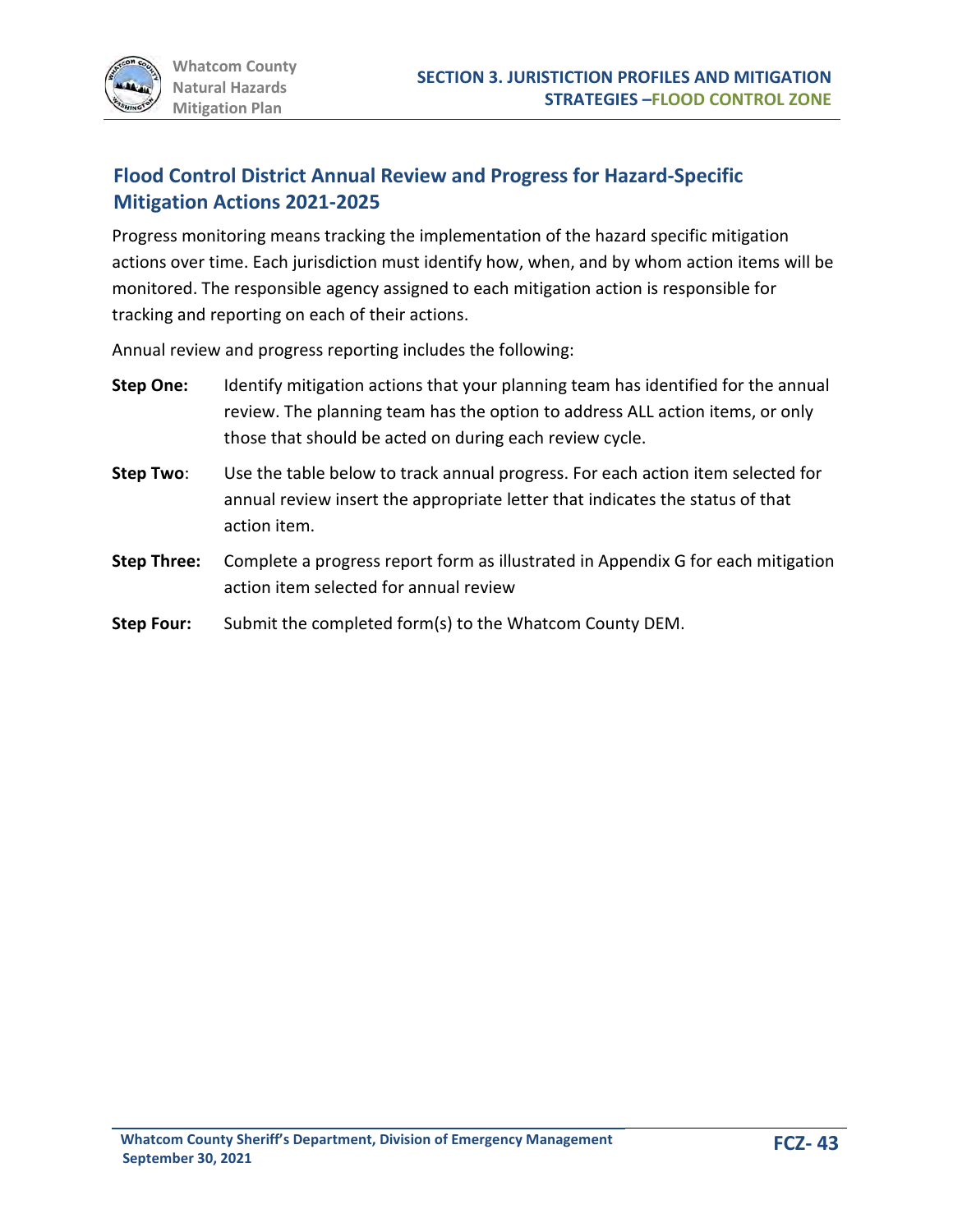## Flood Control District Annual Review and Progress for Hazard-Specific Mitigation Actions 2021-2025

Progress monitoring means tracking the implementation of the hazard specific mitigation actions over time. Each jurisdiction must identify how, when, and by whom action items will be monitored. The responsible agency assigned to each mitigation action is responsible for tracking and reporting on each of their actions.

Annual review and progress reporting includes the following:

**Step One:** Identify mitigation actions that your planning team has identified for the annual review. The planning team has the option to address ALL action items, or only those that should be acted on during each review cycle.

**Step Two**: Use the table below to track annual progress. For each action item selected for annual review insert the appropriate letter that indicates the status of that action item.

**Step Three:** Complete a progress report form as illustrated in Appendix G for each mitigation action item selected for annual review

**Step Four:** Submit the completed form(s) to the Whatcom County DEM.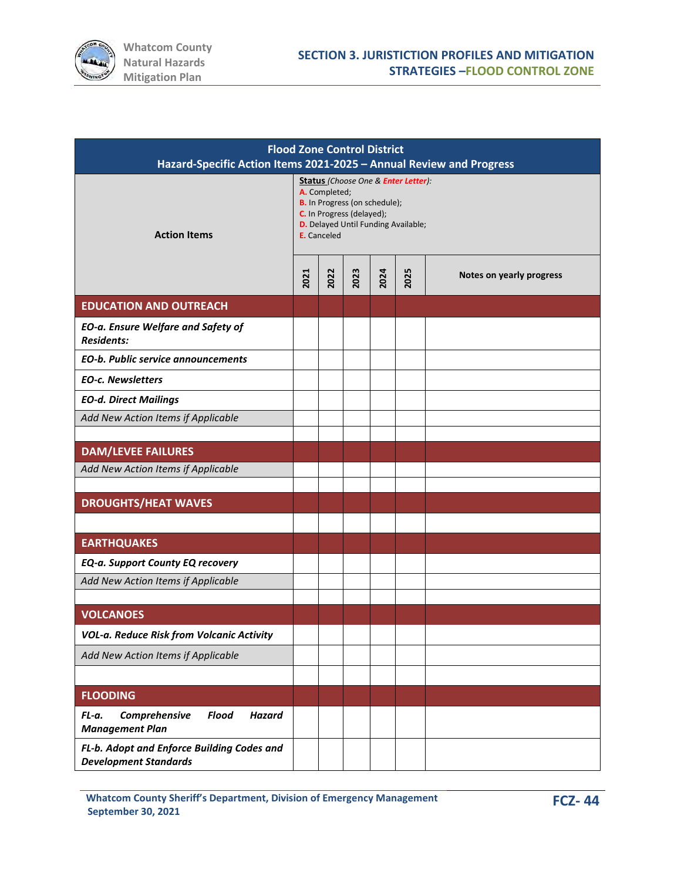| Flood Zone Control District<br>Hazard-Specific Action Items 2021-2025 – Annual Review and Progress | | | | | | |
|---|---|---|---|---|---|---|
| **Action Items** | **Status** *(Choose One & Enter Letter)*:<br>A. Completed;<br>B. In Progress (on schedule);<br>C. In Progress (delayed);<br>D. Delayed Until Funding Available;<br>E. Canceled | | | | | |
| | **2021** | **2022** | **2023** | **2024** | **2025** | **Notes on yearly progress** |
| **EDUCATION AND OUTREACH** | | | | | | |
| ***EO-a. Ensure Welfare and Safety of Residents:*** | | | | | | |
| ***EO-b. Public service announcements*** | | | | | | |
| ***EO-c. Newsletters*** | | | | | | |
| ***EO-d. Direct Mailings*** | | | | | | |
| *Add New Action Items if Applicable* | | | | | | |
| | | | | | | |
| **DAM/LEVEE FAILURES** | | | | | | |
| *Add New Action Items if Applicable* | | | | | | |
| | | | | | | |
| **DROUGHTS/HEAT WAVES** | | | | | | |
| | | | | | | |
| **EARTHQUAKES** | | | | | | |
| ***EQ-a. Support County EQ recovery*** | | | | | | |
| *Add New Action Items if Applicable* | | | | | | |
| | | | | | | |
| **VOLCANOES** | | | | | | |
| ***VOL-a. Reduce Risk from Volcanic Activity*** | | | | | | |
| *Add New Action Items if Applicable* | | | | | | |
| | | | | | | |
| **FLOODING** | | | | | | |
| ***FL-a. Comprehensive Flood Hazard Management Plan*** | | | | | | |
| ***FL-b. Adopt and Enforce Building Codes and Development Standards*** | | | | | | |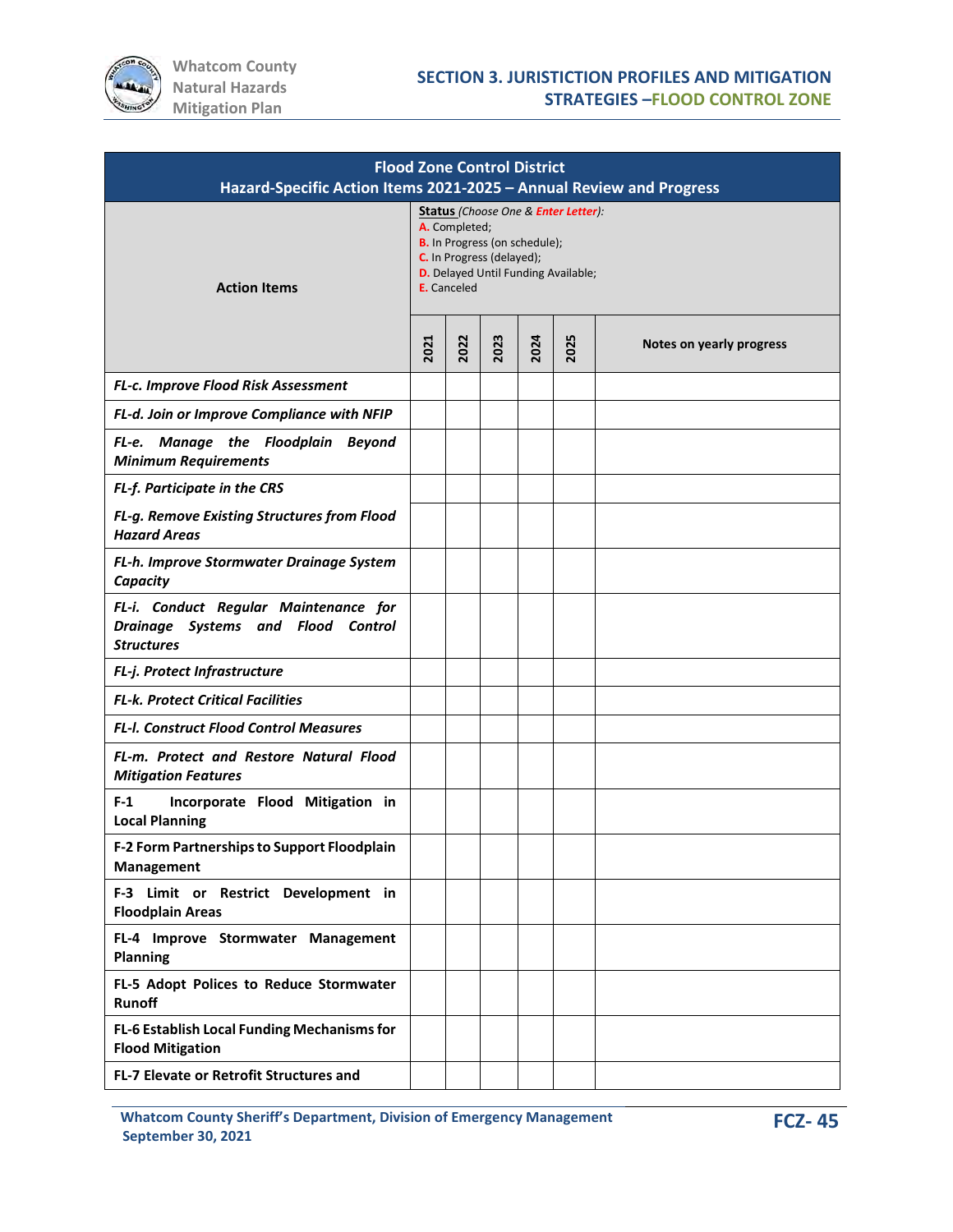| Flood Zone Control District<br>Hazard-Specific Action Items 2021-2025 – Annual Review and Progress | | | | | | |
|---|---|---|---|---|---|---|
| **Action Items** | **Status** *(Choose One & Enter Letter)*:<br>A. Completed;<br>B. In Progress (on schedule);<br>C. In Progress (delayed);<br>D. Delayed Until Funding Available;<br>E. Canceled | | | | | |
| | **2021** | **2022** | **2023** | **2024** | **2025** | **Notes on yearly progress** |
| ***FL-c. Improve Flood Risk Assessment*** | | | | | | |
| ***FL-d. Join or Improve Compliance with NFIP*** | | | | | | |
| ***FL-e. Manage the Floodplain Beyond Minimum Requirements*** | | | | | | |
| ***FL-f. Participate in the CRS*** | | | | | | |
| ***FL-g. Remove Existing Structures from Flood Hazard Areas*** | | | | | | |
| ***FL-h. Improve Stormwater Drainage System Capacity*** | | | | | | |
| ***FL-i. Conduct Regular Maintenance for Drainage Systems and Flood Control Structures*** | | | | | | |
| ***FL-j. Protect Infrastructure*** | | | | | | |
| ***FL-k. Protect Critical Facilities*** | | | | | | |
| ***FL-l. Construct Flood Control Measures*** | | | | | | |
| ***FL-m. Protect and Restore Natural Flood Mitigation Features*** | | | | | | |
| **F-1 Incorporate Flood Mitigation in Local Planning** | | | | | | |
| **F-2 Form Partnerships to Support Floodplain Management** | | | | | | |
| **F-3 Limit or Restrict Development in Floodplain Areas** | | | | | | |
| **FL-4 Improve Stormwater Management Planning** | | | | | | |
| **FL-5 Adopt Polices to Reduce Stormwater Runoff** | | | | | | |
| **FL-6 Establish Local Funding Mechanisms for Flood Mitigation** | | | | | | |
| **FL-7 Elevate or Retrofit Structures and** | | | | | | |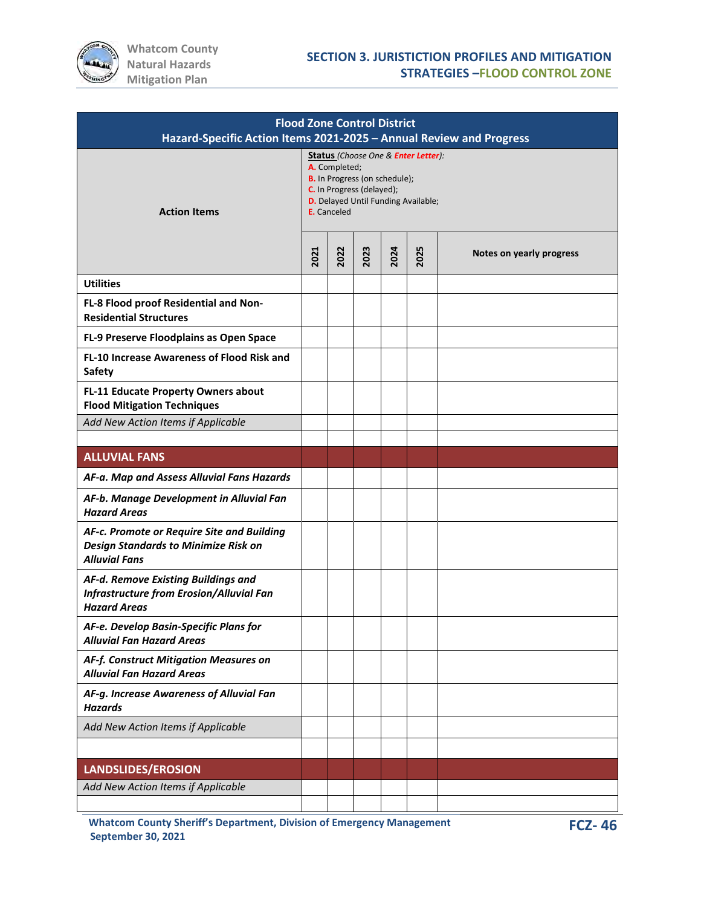| Flood Zone Control District<br>Hazard-Specific Action Items 2021-2025 – Annual Review and Progress | | | | | | |
|---|---|---|---|---|---|---|
| **Action Items** | **Status** *(Choose One & Enter Letter)*:<br>A. Completed;<br>B. In Progress (on schedule);<br>C. In Progress (delayed);<br>D. Delayed Until Funding Available;<br>E. Canceled | | | | | |
| | **2021** | **2022** | **2023** | **2024** | **2025** | **Notes on yearly progress** |
| **Utilities** | | | | | | |
| **FL-8 Flood proof Residential and Non-Residential Structures** | | | | | | |
| **FL-9 Preserve Floodplains as Open Space** | | | | | | |
| **FL-10 Increase Awareness of Flood Risk and Safety** | | | | | | |
| **FL-11 Educate Property Owners about Flood Mitigation Techniques** | | | | | | |
| *Add New Action Items if Applicable* | | | | | | |
| | | | | | | |
| **ALLUVIAL FANS** | | | | | | |
| ***AF-a. Map and Assess Alluvial Fans Hazards*** | | | | | | |
| ***AF-b. Manage Development in Alluvial Fan Hazard Areas*** | | | | | | |
| ***AF-c. Promote or Require Site and Building Design Standards to Minimize Risk on Alluvial Fans*** | | | | | | |
| ***AF-d. Remove Existing Buildings and Infrastructure from Erosion/Alluvial Fan Hazard Areas*** | | | | | | |
| ***AF-e. Develop Basin-Specific Plans for Alluvial Fan Hazard Areas*** | | | | | | |
| ***AF-f. Construct Mitigation Measures on Alluvial Fan Hazard Areas*** | | | | | | |
| ***AF-g. Increase Awareness of Alluvial Fan Hazards*** | | | | | | |
| *Add New Action Items if Applicable* | | | | | | |
| | | | | | | |
| **LANDSLIDES/EROSION** | | | | | | |
| *Add New Action Items if Applicable* | | | | | | |
| | | | | | | |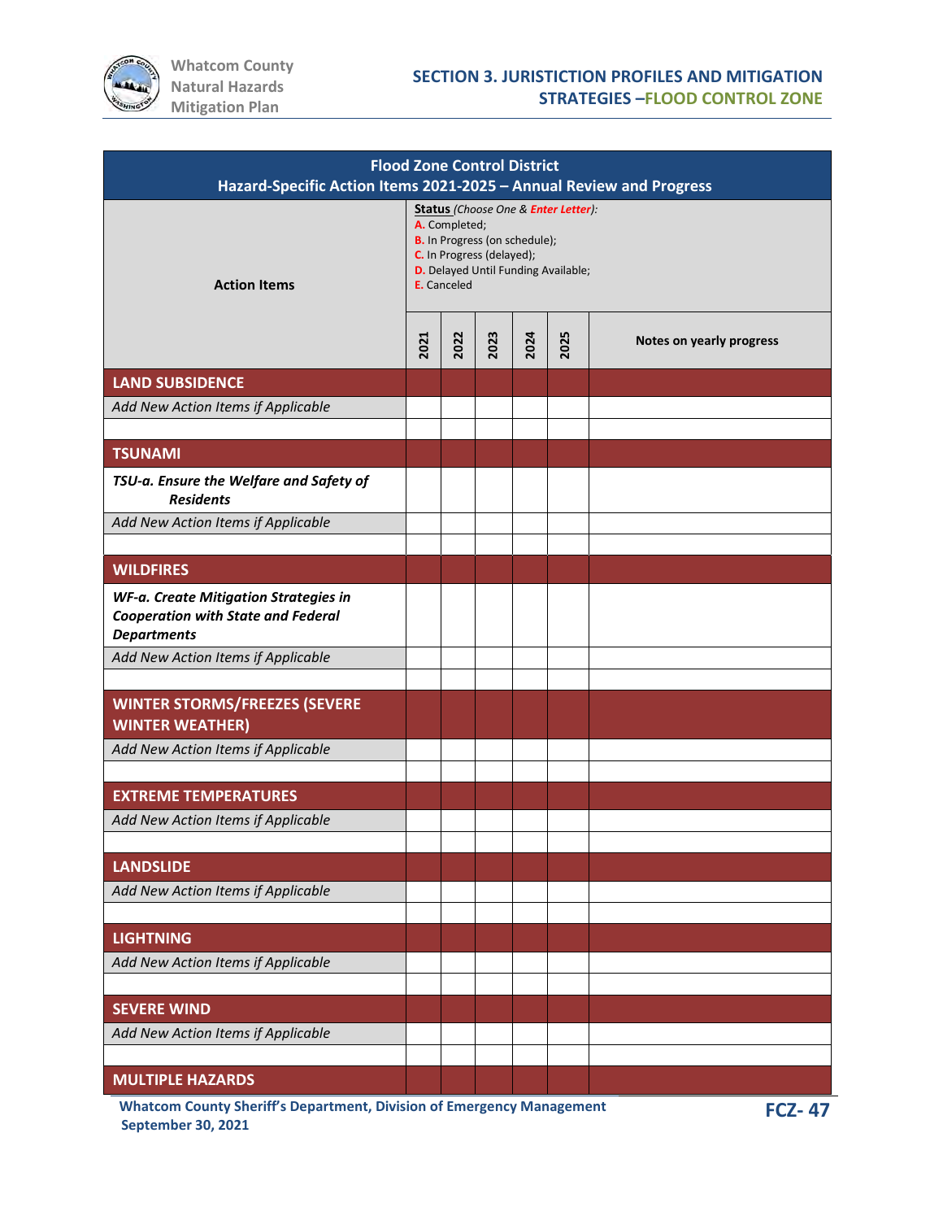| Flood Zone Control District<br>Hazard-Specific Action Items 2021-2025 – Annual Review and Progress | | | | | | |
|---|---|---|---|---|---|---|
| **Action Items** | **Status** *(Choose One & Enter Letter)*:<br>A. Completed;<br>B. In Progress (on schedule);<br>C. In Progress (delayed);<br>D. Delayed Until Funding Available;<br>E. Canceled | | | | | |
| | **2021** | **2022** | **2023** | **2024** | **2025** | **Notes on yearly progress** |
| **LAND SUBSIDENCE** | | | | | | |
| *Add New Action Items if Applicable* | | | | | | |
| | | | | | | |
| **TSUNAMI** | | | | | | |
| ***TSU-a. Ensure the Welfare and Safety of Residents*** | | | | | | |
| *Add New Action Items if Applicable* | | | | | | |
| | | | | | | |
| **WILDFIRES** | | | | | | |
| ***WF-a. Create Mitigation Strategies in Cooperation with State and Federal Departments*** | | | | | | |
| *Add New Action Items if Applicable* | | | | | | |
| | | | | | | |
| **WINTER STORMS/FREEZES (SEVERE WINTER WEATHER)** | | | | | | |
| *Add New Action Items if Applicable* | | | | | | |
| | | | | | | |
| **EXTREME TEMPERATURES** | | | | | | |
| *Add New Action Items if Applicable* | | | | | | |
| | | | | | | |
| **LANDSLIDE** | | | | | | |
| *Add New Action Items if Applicable* | | | | | | |
| | | | | | | |
| **LIGHTNING** | | | | | | |
| *Add New Action Items if Applicable* | | | | | | |
| | | | | | | |
| **SEVERE WIND** | | | | | | |
| *Add New Action Items if Applicable* | | | | | | |
| | | | | | | |
| **MULTIPLE HAZARDS** | | | | | | |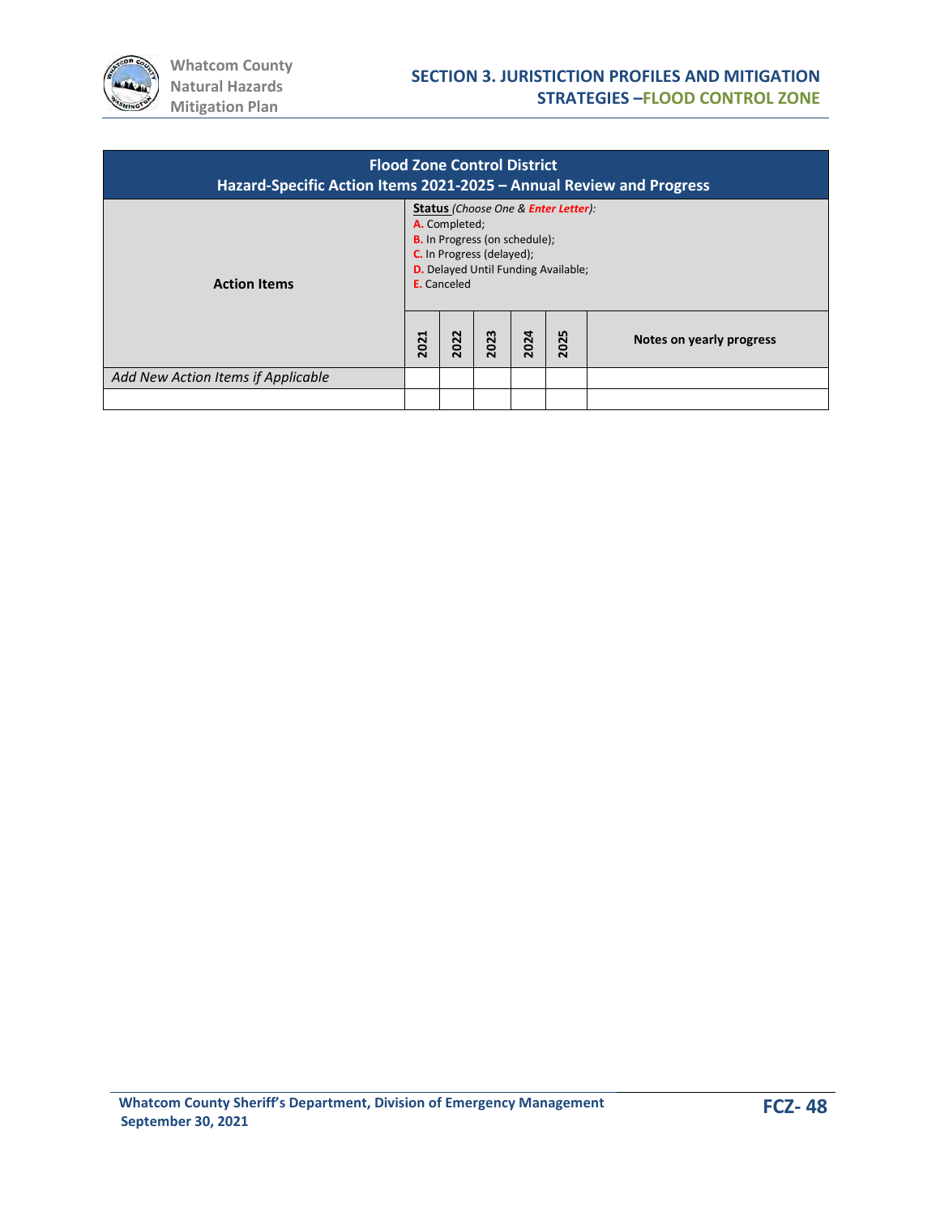| Flood Zone Control District<br>Hazard-Specific Action Items 2021-2025 – Annual Review and Progress | | | | | | |
|---|---|---|---|---|---|---|
| **Action Items** | **Status** *(Choose One & Enter Letter):*<br>**A.** Completed;<br>**B.** In Progress (on schedule);<br>**C.** In Progress (delayed);<br>**D.** Delayed Until Funding Available;<br>**E.** Canceled | | | | | |
| | **2021** | **2022** | **2023** | **2024** | **2025** | **Notes on yearly progress** |
| *Add New Action Items if Applicable* | | | | | | |
| | | | | | | |